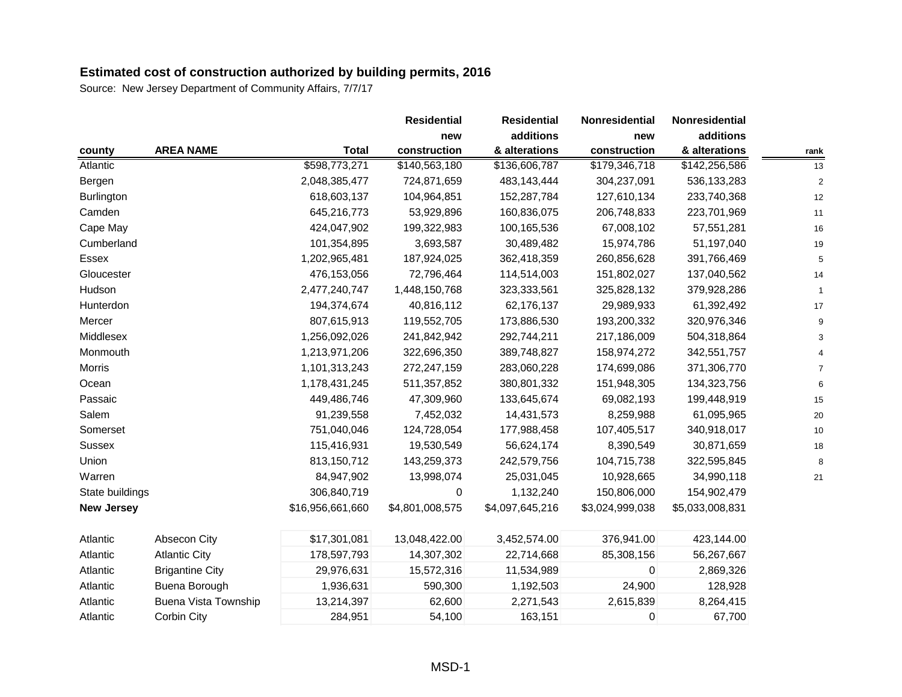## Estimated cost of construction authorized by building permits, 2016

Source: New Jersey Department of Community Affairs, 7/7/17

| county | AREA NAME | Total | Residential new construction | Residential additions & alterations | Nonresidential new construction | Nonresidential additions & alterations | rank |
|---|---|---|---|---|---|---|---|
| Atlantic | | $598,773,271 | $140,563,180 | $136,606,787 | $179,346,718 | $142,256,586 | 13 |
| Bergen | | 2,048,385,477 | 724,871,659 | 483,143,444 | 304,237,091 | 536,133,283 | 2 |
| Burlington | | 618,603,137 | 104,964,851 | 152,287,784 | 127,610,134 | 233,740,368 | 12 |
| Camden | | 645,216,773 | 53,929,896 | 160,836,075 | 206,748,833 | 223,701,969 | 11 |
| Cape May | | 424,047,902 | 199,322,983 | 100,165,536 | 67,008,102 | 57,551,281 | 16 |
| Cumberland | | 101,354,895 | 3,693,587 | 30,489,482 | 15,974,786 | 51,197,040 | 19 |
| Essex | | 1,202,965,481 | 187,924,025 | 362,418,359 | 260,856,628 | 391,766,469 | 5 |
| Gloucester | | 476,153,056 | 72,796,464 | 114,514,003 | 151,802,027 | 137,040,562 | 14 |
| Hudson | | 2,477,240,747 | 1,448,150,768 | 323,333,561 | 325,828,132 | 379,928,286 | 1 |
| Hunterdon | | 194,374,674 | 40,816,112 | 62,176,137 | 29,989,933 | 61,392,492 | 17 |
| Mercer | | 807,615,913 | 119,552,705 | 173,886,530 | 193,200,332 | 320,976,346 | 9 |
| Middlesex | | 1,256,092,026 | 241,842,942 | 292,744,211 | 217,186,009 | 504,318,864 | 3 |
| Monmouth | | 1,213,971,206 | 322,696,350 | 389,748,827 | 158,974,272 | 342,551,757 | 4 |
| Morris | | 1,101,313,243 | 272,247,159 | 283,060,228 | 174,699,086 | 371,306,770 | 7 |
| Ocean | | 1,178,431,245 | 511,357,852 | 380,801,332 | 151,948,305 | 134,323,756 | 6 |
| Passaic | | 449,486,746 | 47,309,960 | 133,645,674 | 69,082,193 | 199,448,919 | 15 |
| Salem | | 91,239,558 | 7,452,032 | 14,431,573 | 8,259,988 | 61,095,965 | 20 |
| Somerset | | 751,040,046 | 124,728,054 | 177,988,458 | 107,405,517 | 340,918,017 | 10 |
| Sussex | | 115,416,931 | 19,530,549 | 56,624,174 | 8,390,549 | 30,871,659 | 18 |
| Union | | 813,150,712 | 143,259,373 | 242,579,756 | 104,715,738 | 322,595,845 | 8 |
| Warren | | 84,947,902 | 13,998,074 | 25,031,045 | 10,928,665 | 34,990,118 | 21 |
| State buildings | | 306,840,719 | 0 | 1,132,240 | 150,806,000 | 154,902,479 | |
| **New Jersey** | | $16,956,661,660 | $4,801,008,575 | $4,097,645,216 | $3,024,999,038 | $5,033,008,831 | |
| | | | | | | | |
| Atlantic | Absecon City | $17,301,081 | 13,048,422.00 | 3,452,574.00 | 376,941.00 | 423,144.00 | |
| Atlantic | Atlantic City | 178,597,793 | 14,307,302 | 22,714,668 | 85,308,156 | 56,267,667 | |
| Atlantic | Brigantine City | 29,976,631 | 15,572,316 | 11,534,989 | 0 | 2,869,326 | |
| Atlantic | Buena Borough | 1,936,631 | 590,300 | 1,192,503 | 24,900 | 128,928 | |
| Atlantic | Buena Vista Township | 13,214,397 | 62,600 | 2,271,543 | 2,615,839 | 8,264,415 | |
| Atlantic | Corbin City | 284,951 | 54,100 | 163,151 | 0 | 67,700 | |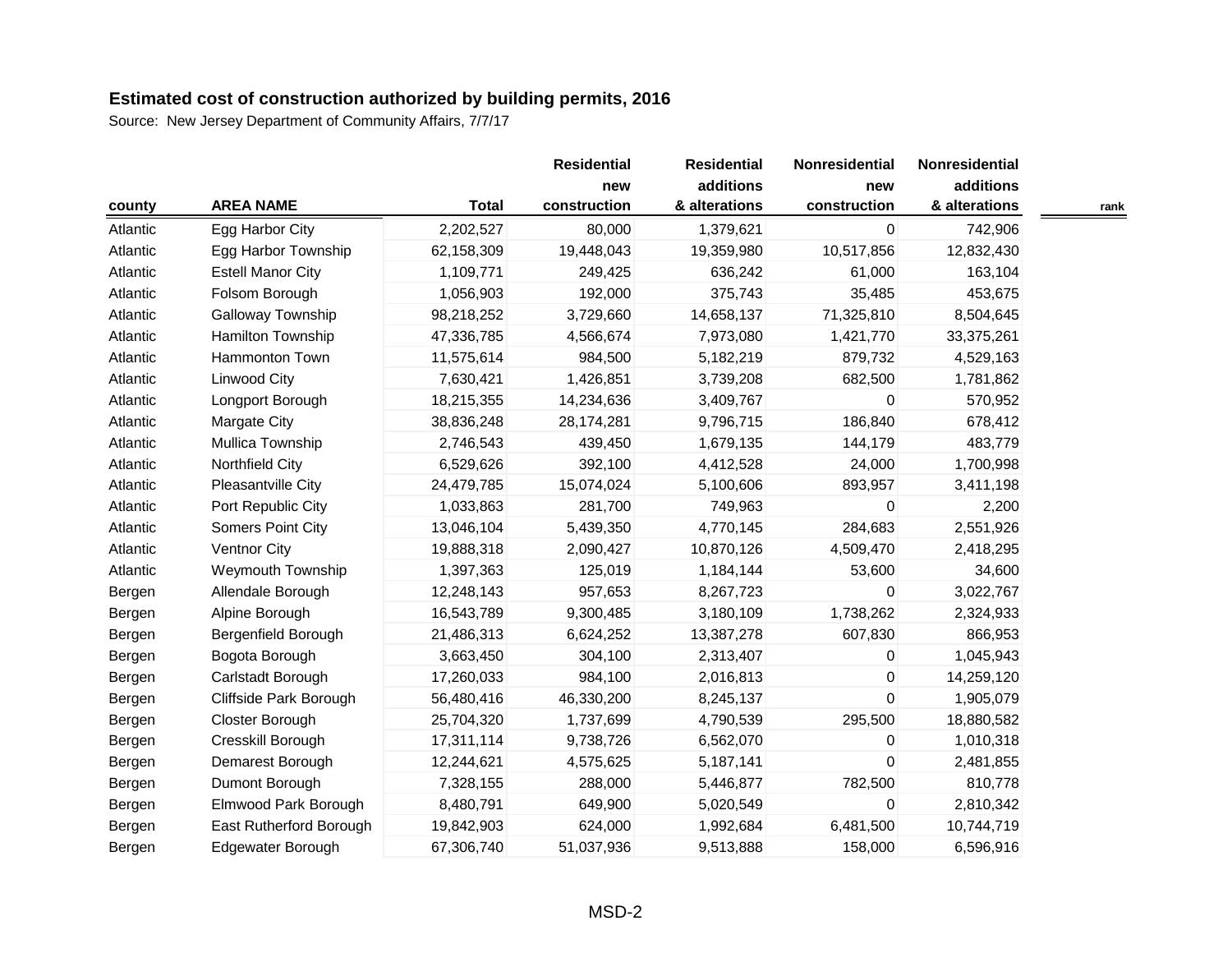## Estimated cost of construction authorized by building permits, 2016

Source: New Jersey Department of Community Affairs, 7/7/17

| county | AREA NAME | Total | Residential new construction | Residential additions & alterations | Nonresidential new construction | Nonresidential additions & alterations | rank |
|---|---|---|---|---|---|---|---|
| Atlantic | Egg Harbor City | 2,202,527 | 80,000 | 1,379,621 | 0 | 742,906 | |
| Atlantic | Egg Harbor Township | 62,158,309 | 19,448,043 | 19,359,980 | 10,517,856 | 12,832,430 | |
| Atlantic | Estell Manor City | 1,109,771 | 249,425 | 636,242 | 61,000 | 163,104 | |
| Atlantic | Folsom Borough | 1,056,903 | 192,000 | 375,743 | 35,485 | 453,675 | |
| Atlantic | Galloway Township | 98,218,252 | 3,729,660 | 14,658,137 | 71,325,810 | 8,504,645 | |
| Atlantic | Hamilton Township | 47,336,785 | 4,566,674 | 7,973,080 | 1,421,770 | 33,375,261 | |
| Atlantic | Hammonton Town | 11,575,614 | 984,500 | 5,182,219 | 879,732 | 4,529,163 | |
| Atlantic | Linwood City | 7,630,421 | 1,426,851 | 3,739,208 | 682,500 | 1,781,862 | |
| Atlantic | Longport Borough | 18,215,355 | 14,234,636 | 3,409,767 | 0 | 570,952 | |
| Atlantic | Margate City | 38,836,248 | 28,174,281 | 9,796,715 | 186,840 | 678,412 | |
| Atlantic | Mullica Township | 2,746,543 | 439,450 | 1,679,135 | 144,179 | 483,779 | |
| Atlantic | Northfield City | 6,529,626 | 392,100 | 4,412,528 | 24,000 | 1,700,998 | |
| Atlantic | Pleasantville City | 24,479,785 | 15,074,024 | 5,100,606 | 893,957 | 3,411,198 | |
| Atlantic | Port Republic City | 1,033,863 | 281,700 | 749,963 | 0 | 2,200 | |
| Atlantic | Somers Point City | 13,046,104 | 5,439,350 | 4,770,145 | 284,683 | 2,551,926 | |
| Atlantic | Ventnor City | 19,888,318 | 2,090,427 | 10,870,126 | 4,509,470 | 2,418,295 | |
| Atlantic | Weymouth Township | 1,397,363 | 125,019 | 1,184,144 | 53,600 | 34,600 | |
| Bergen | Allendale Borough | 12,248,143 | 957,653 | 8,267,723 | 0 | 3,022,767 | |
| Bergen | Alpine Borough | 16,543,789 | 9,300,485 | 3,180,109 | 1,738,262 | 2,324,933 | |
| Bergen | Bergenfield Borough | 21,486,313 | 6,624,252 | 13,387,278 | 607,830 | 866,953 | |
| Bergen | Bogota Borough | 3,663,450 | 304,100 | 2,313,407 | 0 | 1,045,943 | |
| Bergen | Carlstadt Borough | 17,260,033 | 984,100 | 2,016,813 | 0 | 14,259,120 | |
| Bergen | Cliffside Park Borough | 56,480,416 | 46,330,200 | 8,245,137 | 0 | 1,905,079 | |
| Bergen | Closter Borough | 25,704,320 | 1,737,699 | 4,790,539 | 295,500 | 18,880,582 | |
| Bergen | Cresskill Borough | 17,311,114 | 9,738,726 | 6,562,070 | 0 | 1,010,318 | |
| Bergen | Demarest Borough | 12,244,621 | 4,575,625 | 5,187,141 | 0 | 2,481,855 | |
| Bergen | Dumont Borough | 7,328,155 | 288,000 | 5,446,877 | 782,500 | 810,778 | |
| Bergen | Elmwood Park Borough | 8,480,791 | 649,900 | 5,020,549 | 0 | 2,810,342 | |
| Bergen | East Rutherford Borough | 19,842,903 | 624,000 | 1,992,684 | 6,481,500 | 10,744,719 | |
| Bergen | Edgewater Borough | 67,306,740 | 51,037,936 | 9,513,888 | 158,000 | 6,596,916 | |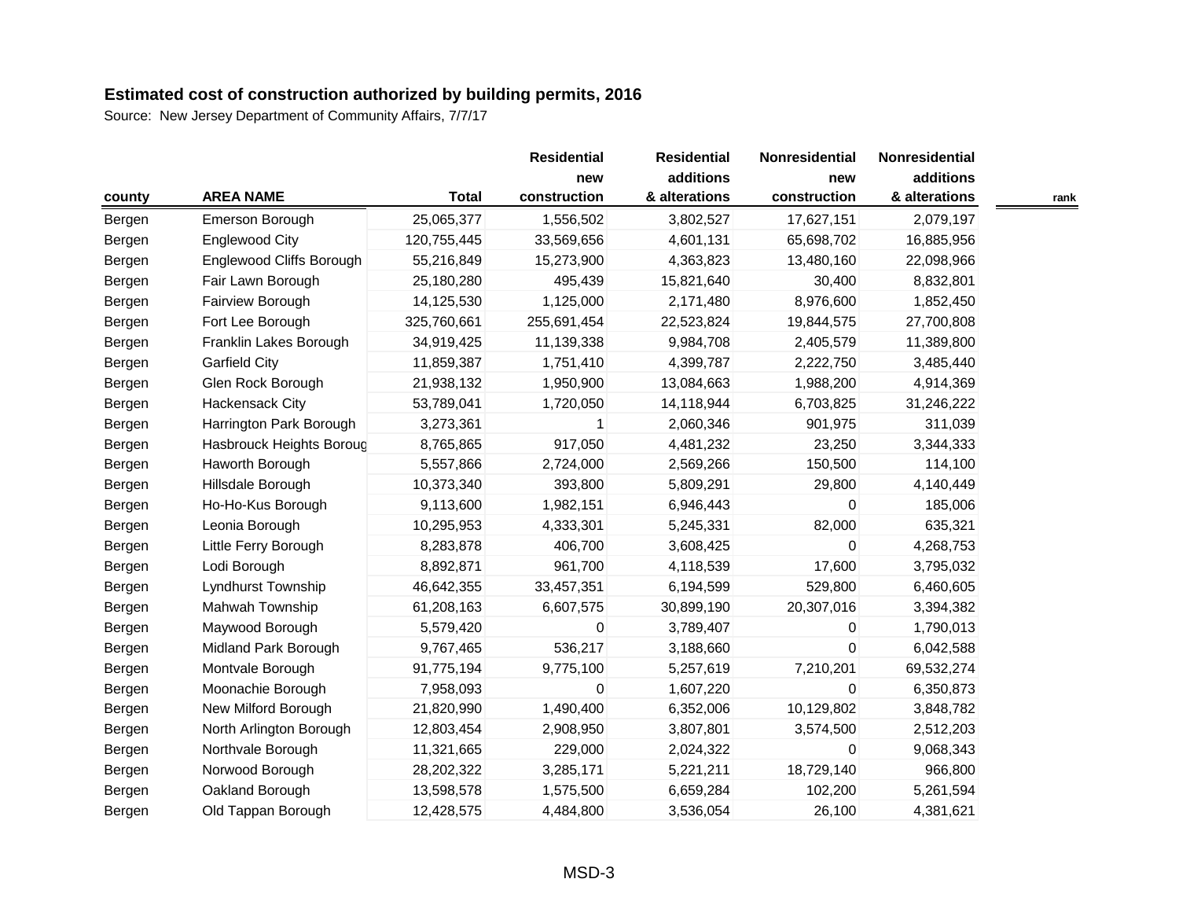**Estimated cost of construction authorized by building permits, 2016**

Source: New Jersey Department of Community Affairs, 7/7/17

| county | AREA NAME | Total | Residential new construction | Residential additions & alterations | Nonresidential new construction | Nonresidential additions & alterations | rank |
|---|---|---|---|---|---|---|---|
| Bergen | Emerson Borough | 25,065,377 | 1,556,502 | 3,802,527 | 17,627,151 | 2,079,197 | |
| Bergen | Englewood City | 120,755,445 | 33,569,656 | 4,601,131 | 65,698,702 | 16,885,956 | |
| Bergen | Englewood Cliffs Borough | 55,216,849 | 15,273,900 | 4,363,823 | 13,480,160 | 22,098,966 | |
| Bergen | Fair Lawn Borough | 25,180,280 | 495,439 | 15,821,640 | 30,400 | 8,832,801 | |
| Bergen | Fairview Borough | 14,125,530 | 1,125,000 | 2,171,480 | 8,976,600 | 1,852,450 | |
| Bergen | Fort Lee Borough | 325,760,661 | 255,691,454 | 22,523,824 | 19,844,575 | 27,700,808 | |
| Bergen | Franklin Lakes Borough | 34,919,425 | 11,139,338 | 9,984,708 | 2,405,579 | 11,389,800 | |
| Bergen | Garfield City | 11,859,387 | 1,751,410 | 4,399,787 | 2,222,750 | 3,485,440 | |
| Bergen | Glen Rock Borough | 21,938,132 | 1,950,900 | 13,084,663 | 1,988,200 | 4,914,369 | |
| Bergen | Hackensack City | 53,789,041 | 1,720,050 | 14,118,944 | 6,703,825 | 31,246,222 | |
| Bergen | Harrington Park Borough | 3,273,361 | 1 | 2,060,346 | 901,975 | 311,039 | |
| Bergen | Hasbrouck Heights Boroug | 8,765,865 | 917,050 | 4,481,232 | 23,250 | 3,344,333 | |
| Bergen | Haworth Borough | 5,557,866 | 2,724,000 | 2,569,266 | 150,500 | 114,100 | |
| Bergen | Hillsdale Borough | 10,373,340 | 393,800 | 5,809,291 | 29,800 | 4,140,449 | |
| Bergen | Ho-Ho-Kus Borough | 9,113,600 | 1,982,151 | 6,946,443 | 0 | 185,006 | |
| Bergen | Leonia Borough | 10,295,953 | 4,333,301 | 5,245,331 | 82,000 | 635,321 | |
| Bergen | Little Ferry Borough | 8,283,878 | 406,700 | 3,608,425 | 0 | 4,268,753 | |
| Bergen | Lodi Borough | 8,892,871 | 961,700 | 4,118,539 | 17,600 | 3,795,032 | |
| Bergen | Lyndhurst Township | 46,642,355 | 33,457,351 | 6,194,599 | 529,800 | 6,460,605 | |
| Bergen | Mahwah Township | 61,208,163 | 6,607,575 | 30,899,190 | 20,307,016 | 3,394,382 | |
| Bergen | Maywood Borough | 5,579,420 | 0 | 3,789,407 | 0 | 1,790,013 | |
| Bergen | Midland Park Borough | 9,767,465 | 536,217 | 3,188,660 | 0 | 6,042,588 | |
| Bergen | Montvale Borough | 91,775,194 | 9,775,100 | 5,257,619 | 7,210,201 | 69,532,274 | |
| Bergen | Moonachie Borough | 7,958,093 | 0 | 1,607,220 | 0 | 6,350,873 | |
| Bergen | New Milford Borough | 21,820,990 | 1,490,400 | 6,352,006 | 10,129,802 | 3,848,782 | |
| Bergen | North Arlington Borough | 12,803,454 | 2,908,950 | 3,807,801 | 3,574,500 | 2,512,203 | |
| Bergen | Northvale Borough | 11,321,665 | 229,000 | 2,024,322 | 0 | 9,068,343 | |
| Bergen | Norwood Borough | 28,202,322 | 3,285,171 | 5,221,211 | 18,729,140 | 966,800 | |
| Bergen | Oakland Borough | 13,598,578 | 1,575,500 | 6,659,284 | 102,200 | 5,261,594 | |
| Bergen | Old Tappan Borough | 12,428,575 | 4,484,800 | 3,536,054 | 26,100 | 4,381,621 | |

MSD-3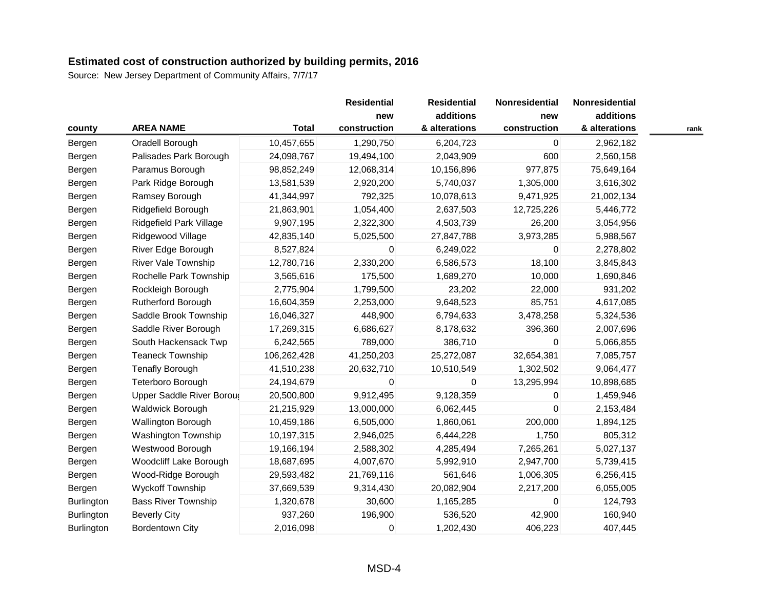**Estimated cost of construction authorized by building permits, 2016**

Source: New Jersey Department of Community Affairs, 7/7/17

| county | AREA NAME | Total | Residential new construction | Residential additions & alterations | Nonresidential new construction | Nonresidential additions & alterations | rank |
|---|---|---|---|---|---|---|---|
| Bergen | Oradell Borough | 10,457,655 | 1,290,750 | 6,204,723 | 0 | 2,962,182 | |
| Bergen | Palisades Park Borough | 24,098,767 | 19,494,100 | 2,043,909 | 600 | 2,560,158 | |
| Bergen | Paramus Borough | 98,852,249 | 12,068,314 | 10,156,896 | 977,875 | 75,649,164 | |
| Bergen | Park Ridge Borough | 13,581,539 | 2,920,200 | 5,740,037 | 1,305,000 | 3,616,302 | |
| Bergen | Ramsey Borough | 41,344,997 | 792,325 | 10,078,613 | 9,471,925 | 21,002,134 | |
| Bergen | Ridgefield Borough | 21,863,901 | 1,054,400 | 2,637,503 | 12,725,226 | 5,446,772 | |
| Bergen | Ridgefield Park Village | 9,907,195 | 2,322,300 | 4,503,739 | 26,200 | 3,054,956 | |
| Bergen | Ridgewood Village | 42,835,140 | 5,025,500 | 27,847,788 | 3,973,285 | 5,988,567 | |
| Bergen | River Edge Borough | 8,527,824 | 0 | 6,249,022 | 0 | 2,278,802 | |
| Bergen | River Vale Township | 12,780,716 | 2,330,200 | 6,586,573 | 18,100 | 3,845,843 | |
| Bergen | Rochelle Park Township | 3,565,616 | 175,500 | 1,689,270 | 10,000 | 1,690,846 | |
| Bergen | Rockleigh Borough | 2,775,904 | 1,799,500 | 23,202 | 22,000 | 931,202 | |
| Bergen | Rutherford Borough | 16,604,359 | 2,253,000 | 9,648,523 | 85,751 | 4,617,085 | |
| Bergen | Saddle Brook Township | 16,046,327 | 448,900 | 6,794,633 | 3,478,258 | 5,324,536 | |
| Bergen | Saddle River Borough | 17,269,315 | 6,686,627 | 8,178,632 | 396,360 | 2,007,696 | |
| Bergen | South Hackensack Twp | 6,242,565 | 789,000 | 386,710 | 0 | 5,066,855 | |
| Bergen | Teaneck Township | 106,262,428 | 41,250,203 | 25,272,087 | 32,654,381 | 7,085,757 | |
| Bergen | Tenafly Borough | 41,510,238 | 20,632,710 | 10,510,549 | 1,302,502 | 9,064,477 | |
| Bergen | Teterboro Borough | 24,194,679 | 0 | 0 | 13,295,994 | 10,898,685 | |
| Bergen | Upper Saddle River Boroug | 20,500,800 | 9,912,495 | 9,128,359 | 0 | 1,459,946 | |
| Bergen | Waldwick Borough | 21,215,929 | 13,000,000 | 6,062,445 | 0 | 2,153,484 | |
| Bergen | Wallington Borough | 10,459,186 | 6,505,000 | 1,860,061 | 200,000 | 1,894,125 | |
| Bergen | Washington Township | 10,197,315 | 2,946,025 | 6,444,228 | 1,750 | 805,312 | |
| Bergen | Westwood Borough | 19,166,194 | 2,588,302 | 4,285,494 | 7,265,261 | 5,027,137 | |
| Bergen | Woodcliff Lake Borough | 18,687,695 | 4,007,670 | 5,992,910 | 2,947,700 | 5,739,415 | |
| Bergen | Wood-Ridge Borough | 29,593,482 | 21,769,116 | 561,646 | 1,006,305 | 6,256,415 | |
| Bergen | Wyckoff Township | 37,669,539 | 9,314,430 | 20,082,904 | 2,217,200 | 6,055,005 | |
| Burlington | Bass River Township | 1,320,678 | 30,600 | 1,165,285 | 0 | 124,793 | |
| Burlington | Beverly City | 937,260 | 196,900 | 536,520 | 42,900 | 160,940 | |
| Burlington | Bordentown City | 2,016,098 | 0 | 1,202,430 | 406,223 | 407,445 | |

MSD-4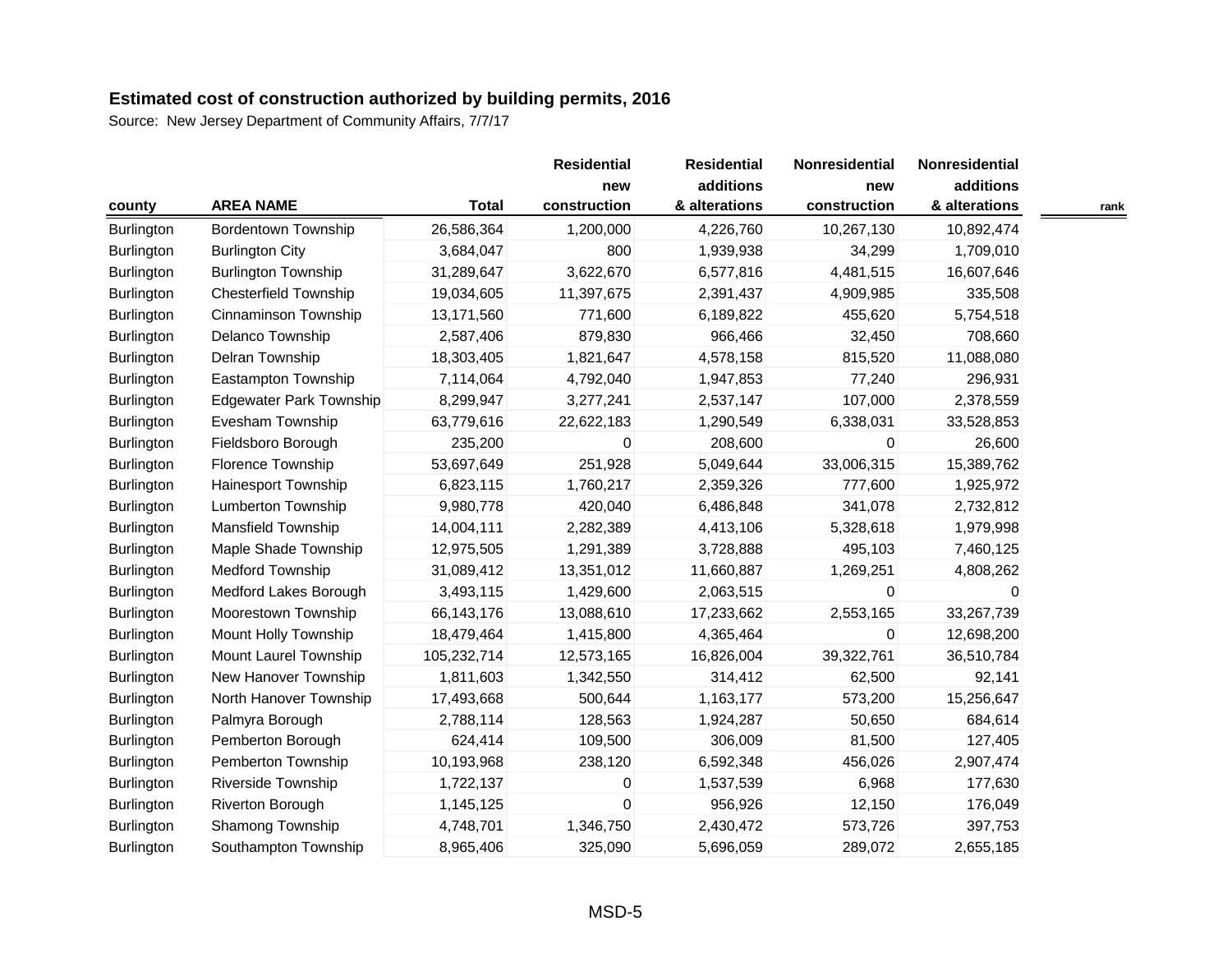**Estimated cost of construction authorized by building permits, 2016**

Source: New Jersey Department of Community Affairs, 7/7/17

| county | AREA NAME | Total | Residential new construction | Residential additions & alterations | Nonresidential new construction | Nonresidential additions & alterations | rank |
|---|---|---|---|---|---|---|---|
| Burlington | Bordentown Township | 26,586,364 | 1,200,000 | 4,226,760 | 10,267,130 | 10,892,474 | |
| Burlington | Burlington City | 3,684,047 | 800 | 1,939,938 | 34,299 | 1,709,010 | |
| Burlington | Burlington Township | 31,289,647 | 3,622,670 | 6,577,816 | 4,481,515 | 16,607,646 | |
| Burlington | Chesterfield Township | 19,034,605 | 11,397,675 | 2,391,437 | 4,909,985 | 335,508 | |
| Burlington | Cinnaminson Township | 13,171,560 | 771,600 | 6,189,822 | 455,620 | 5,754,518 | |
| Burlington | Delanco Township | 2,587,406 | 879,830 | 966,466 | 32,450 | 708,660 | |
| Burlington | Delran Township | 18,303,405 | 1,821,647 | 4,578,158 | 815,520 | 11,088,080 | |
| Burlington | Eastampton Township | 7,114,064 | 4,792,040 | 1,947,853 | 77,240 | 296,931 | |
| Burlington | Edgewater Park Township | 8,299,947 | 3,277,241 | 2,537,147 | 107,000 | 2,378,559 | |
| Burlington | Evesham Township | 63,779,616 | 22,622,183 | 1,290,549 | 6,338,031 | 33,528,853 | |
| Burlington | Fieldsboro Borough | 235,200 | 0 | 208,600 | 0 | 26,600 | |
| Burlington | Florence Township | 53,697,649 | 251,928 | 5,049,644 | 33,006,315 | 15,389,762 | |
| Burlington | Hainesport Township | 6,823,115 | 1,760,217 | 2,359,326 | 777,600 | 1,925,972 | |
| Burlington | Lumberton Township | 9,980,778 | 420,040 | 6,486,848 | 341,078 | 2,732,812 | |
| Burlington | Mansfield Township | 14,004,111 | 2,282,389 | 4,413,106 | 5,328,618 | 1,979,998 | |
| Burlington | Maple Shade Township | 12,975,505 | 1,291,389 | 3,728,888 | 495,103 | 7,460,125 | |
| Burlington | Medford Township | 31,089,412 | 13,351,012 | 11,660,887 | 1,269,251 | 4,808,262 | |
| Burlington | Medford Lakes Borough | 3,493,115 | 1,429,600 | 2,063,515 | 0 | 0 | |
| Burlington | Moorestown Township | 66,143,176 | 13,088,610 | 17,233,662 | 2,553,165 | 33,267,739 | |
| Burlington | Mount Holly Township | 18,479,464 | 1,415,800 | 4,365,464 | 0 | 12,698,200 | |
| Burlington | Mount Laurel Township | 105,232,714 | 12,573,165 | 16,826,004 | 39,322,761 | 36,510,784 | |
| Burlington | New Hanover Township | 1,811,603 | 1,342,550 | 314,412 | 62,500 | 92,141 | |
| Burlington | North Hanover Township | 17,493,668 | 500,644 | 1,163,177 | 573,200 | 15,256,647 | |
| Burlington | Palmyra Borough | 2,788,114 | 128,563 | 1,924,287 | 50,650 | 684,614 | |
| Burlington | Pemberton Borough | 624,414 | 109,500 | 306,009 | 81,500 | 127,405 | |
| Burlington | Pemberton Township | 10,193,968 | 238,120 | 6,592,348 | 456,026 | 2,907,474 | |
| Burlington | Riverside Township | 1,722,137 | 0 | 1,537,539 | 6,968 | 177,630 | |
| Burlington | Riverton Borough | 1,145,125 | 0 | 956,926 | 12,150 | 176,049 | |
| Burlington | Shamong Township | 4,748,701 | 1,346,750 | 2,430,472 | 573,726 | 397,753 | |
| Burlington | Southampton Township | 8,965,406 | 325,090 | 5,696,059 | 289,072 | 2,655,185 | |

MSD-5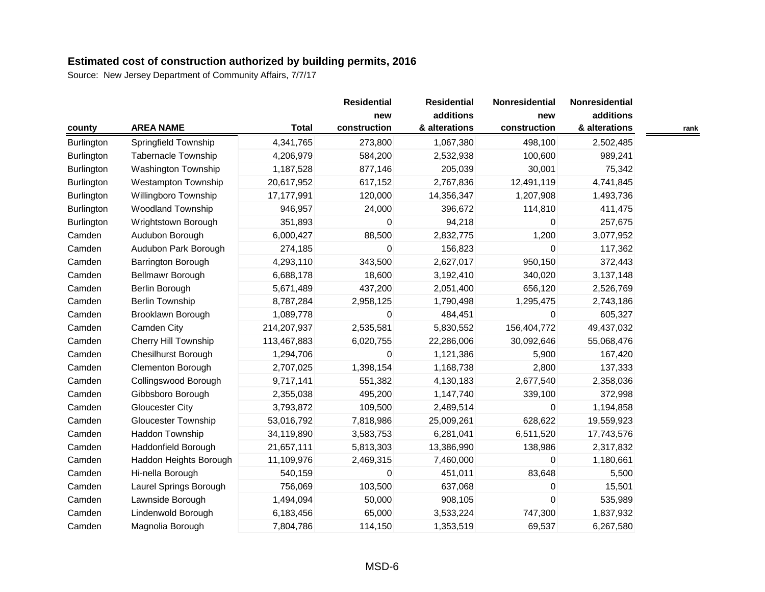**Estimated cost of construction authorized by building permits, 2016**

Source: New Jersey Department of Community Affairs, 7/7/17

| county | AREA NAME | Total | Residential new construction | Residential additions & alterations | Nonresidential new construction | Nonresidential additions & alterations | rank |
|---|---|---|---|---|---|---|---|
| Burlington | Springfield Township | 4,341,765 | 273,800 | 1,067,380 | 498,100 | 2,502,485 | |
| Burlington | Tabernacle Township | 4,206,979 | 584,200 | 2,532,938 | 100,600 | 989,241 | |
| Burlington | Washington Township | 1,187,528 | 877,146 | 205,039 | 30,001 | 75,342 | |
| Burlington | Westampton Township | 20,617,952 | 617,152 | 2,767,836 | 12,491,119 | 4,741,845 | |
| Burlington | Willingboro Township | 17,177,991 | 120,000 | 14,356,347 | 1,207,908 | 1,493,736 | |
| Burlington | Woodland Township | 946,957 | 24,000 | 396,672 | 114,810 | 411,475 | |
| Burlington | Wrightstown Borough | 351,893 | 0 | 94,218 | 0 | 257,675 | |
| Camden | Audubon Borough | 6,000,427 | 88,500 | 2,832,775 | 1,200 | 3,077,952 | |
| Camden | Audubon Park Borough | 274,185 | 0 | 156,823 | 0 | 117,362 | |
| Camden | Barrington Borough | 4,293,110 | 343,500 | 2,627,017 | 950,150 | 372,443 | |
| Camden | Bellmawr Borough | 6,688,178 | 18,600 | 3,192,410 | 340,020 | 3,137,148 | |
| Camden | Berlin Borough | 5,671,489 | 437,200 | 2,051,400 | 656,120 | 2,526,769 | |
| Camden | Berlin Township | 8,787,284 | 2,958,125 | 1,790,498 | 1,295,475 | 2,743,186 | |
| Camden | Brooklawn Borough | 1,089,778 | 0 | 484,451 | 0 | 605,327 | |
| Camden | Camden City | 214,207,937 | 2,535,581 | 5,830,552 | 156,404,772 | 49,437,032 | |
| Camden | Cherry Hill Township | 113,467,883 | 6,020,755 | 22,286,006 | 30,092,646 | 55,068,476 | |
| Camden | Chesilhurst Borough | 1,294,706 | 0 | 1,121,386 | 5,900 | 167,420 | |
| Camden | Clementon Borough | 2,707,025 | 1,398,154 | 1,168,738 | 2,800 | 137,333 | |
| Camden | Collingswood Borough | 9,717,141 | 551,382 | 4,130,183 | 2,677,540 | 2,358,036 | |
| Camden | Gibbsboro Borough | 2,355,038 | 495,200 | 1,147,740 | 339,100 | 372,998 | |
| Camden | Gloucester City | 3,793,872 | 109,500 | 2,489,514 | 0 | 1,194,858 | |
| Camden | Gloucester Township | 53,016,792 | 7,818,986 | 25,009,261 | 628,622 | 19,559,923 | |
| Camden | Haddon Township | 34,119,890 | 3,583,753 | 6,281,041 | 6,511,520 | 17,743,576 | |
| Camden | Haddonfield Borough | 21,657,111 | 5,813,303 | 13,386,990 | 138,986 | 2,317,832 | |
| Camden | Haddon Heights Borough | 11,109,976 | 2,469,315 | 7,460,000 | 0 | 1,180,661 | |
| Camden | Hi-nella Borough | 540,159 | 0 | 451,011 | 83,648 | 5,500 | |
| Camden | Laurel Springs Borough | 756,069 | 103,500 | 637,068 | 0 | 15,501 | |
| Camden | Lawnside Borough | 1,494,094 | 50,000 | 908,105 | 0 | 535,989 | |
| Camden | Lindenwold Borough | 6,183,456 | 65,000 | 3,533,224 | 747,300 | 1,837,932 | |
| Camden | Magnolia Borough | 7,804,786 | 114,150 | 1,353,519 | 69,537 | 6,267,580 | |

MSD-6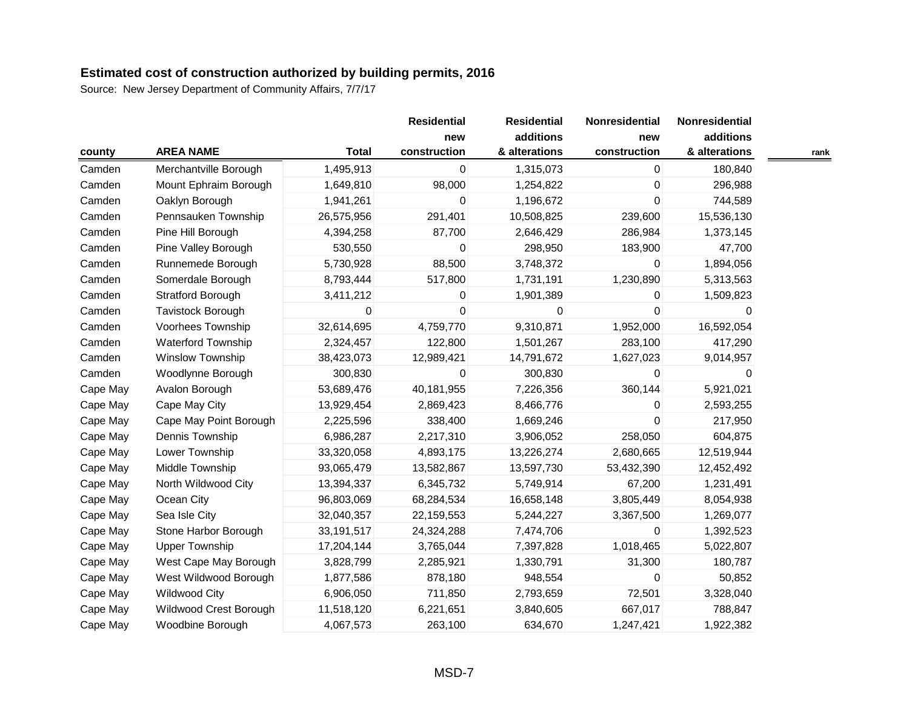## Estimated cost of construction authorized by building permits, 2016

Source: New Jersey Department of Community Affairs, 7/7/17

| county | AREA NAME | Total | Residential new construction | Residential additions & alterations | Nonresidential new construction | Nonresidential additions & alterations | rank |
|---|---|---|---|---|---|---|---|
| Camden | Merchantville Borough | 1,495,913 | 0 | 1,315,073 | 0 | 180,840 | |
| Camden | Mount Ephraim Borough | 1,649,810 | 98,000 | 1,254,822 | 0 | 296,988 | |
| Camden | Oaklyn Borough | 1,941,261 | 0 | 1,196,672 | 0 | 744,589 | |
| Camden | Pennsauken Township | 26,575,956 | 291,401 | 10,508,825 | 239,600 | 15,536,130 | |
| Camden | Pine Hill Borough | 4,394,258 | 87,700 | 2,646,429 | 286,984 | 1,373,145 | |
| Camden | Pine Valley Borough | 530,550 | 0 | 298,950 | 183,900 | 47,700 | |
| Camden | Runnemede Borough | 5,730,928 | 88,500 | 3,748,372 | 0 | 1,894,056 | |
| Camden | Somerdale Borough | 8,793,444 | 517,800 | 1,731,191 | 1,230,890 | 5,313,563 | |
| Camden | Stratford Borough | 3,411,212 | 0 | 1,901,389 | 0 | 1,509,823 | |
| Camden | Tavistock Borough | 0 | 0 | 0 | 0 | 0 | |
| Camden | Voorhees Township | 32,614,695 | 4,759,770 | 9,310,871 | 1,952,000 | 16,592,054 | |
| Camden | Waterford Township | 2,324,457 | 122,800 | 1,501,267 | 283,100 | 417,290 | |
| Camden | Winslow Township | 38,423,073 | 12,989,421 | 14,791,672 | 1,627,023 | 9,014,957 | |
| Camden | Woodlynne Borough | 300,830 | 0 | 300,830 | 0 | 0 | |
| Cape May | Avalon Borough | 53,689,476 | 40,181,955 | 7,226,356 | 360,144 | 5,921,021 | |
| Cape May | Cape May City | 13,929,454 | 2,869,423 | 8,466,776 | 0 | 2,593,255 | |
| Cape May | Cape May Point Borough | 2,225,596 | 338,400 | 1,669,246 | 0 | 217,950 | |
| Cape May | Dennis Township | 6,986,287 | 2,217,310 | 3,906,052 | 258,050 | 604,875 | |
| Cape May | Lower Township | 33,320,058 | 4,893,175 | 13,226,274 | 2,680,665 | 12,519,944 | |
| Cape May | Middle Township | 93,065,479 | 13,582,867 | 13,597,730 | 53,432,390 | 12,452,492 | |
| Cape May | North Wildwood City | 13,394,337 | 6,345,732 | 5,749,914 | 67,200 | 1,231,491 | |
| Cape May | Ocean City | 96,803,069 | 68,284,534 | 16,658,148 | 3,805,449 | 8,054,938 | |
| Cape May | Sea Isle City | 32,040,357 | 22,159,553 | 5,244,227 | 3,367,500 | 1,269,077 | |
| Cape May | Stone Harbor Borough | 33,191,517 | 24,324,288 | 7,474,706 | 0 | 1,392,523 | |
| Cape May | Upper Township | 17,204,144 | 3,765,044 | 7,397,828 | 1,018,465 | 5,022,807 | |
| Cape May | West Cape May Borough | 3,828,799 | 2,285,921 | 1,330,791 | 31,300 | 180,787 | |
| Cape May | West Wildwood Borough | 1,877,586 | 878,180 | 948,554 | 0 | 50,852 | |
| Cape May | Wildwood City | 6,906,050 | 711,850 | 2,793,659 | 72,501 | 3,328,040 | |
| Cape May | Wildwood Crest Borough | 11,518,120 | 6,221,651 | 3,840,605 | 667,017 | 788,847 | |
| Cape May | Woodbine Borough | 4,067,573 | 263,100 | 634,670 | 1,247,421 | 1,922,382 | |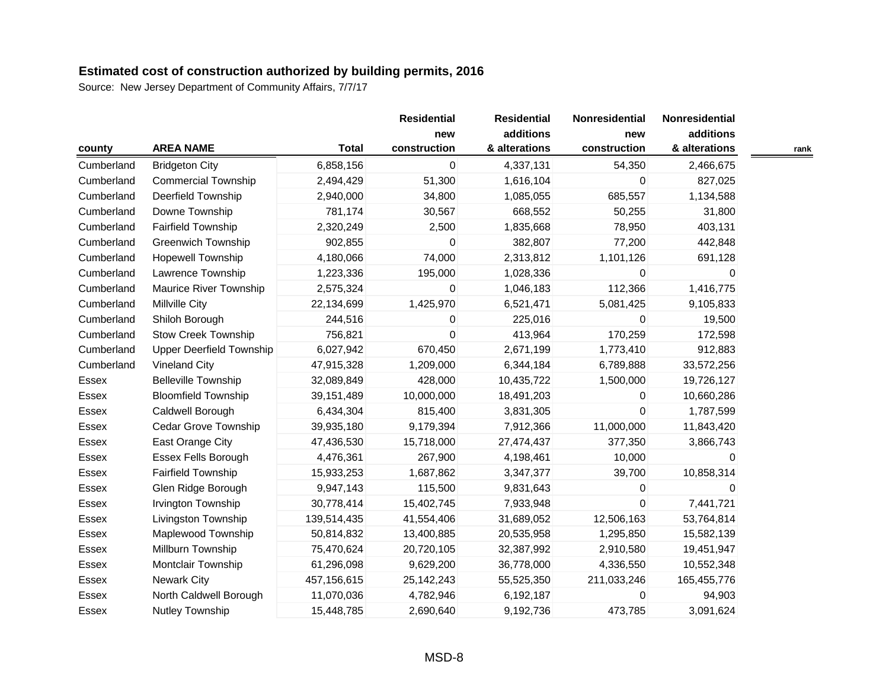**Estimated cost of construction authorized by building permits, 2016**

Source: New Jersey Department of Community Affairs, 7/7/17

| county | AREA NAME | Total | Residential new construction | Residential additions & alterations | Nonresidential new construction | Nonresidential additions & alterations | rank |
|---|---|---|---|---|---|---|---|
| Cumberland | Bridgeton City | 6,858,156 | 0 | 4,337,131 | 54,350 | 2,466,675 | |
| Cumberland | Commercial Township | 2,494,429 | 51,300 | 1,616,104 | 0 | 827,025 | |
| Cumberland | Deerfield Township | 2,940,000 | 34,800 | 1,085,055 | 685,557 | 1,134,588 | |
| Cumberland | Downe Township | 781,174 | 30,567 | 668,552 | 50,255 | 31,800 | |
| Cumberland | Fairfield Township | 2,320,249 | 2,500 | 1,835,668 | 78,950 | 403,131 | |
| Cumberland | Greenwich Township | 902,855 | 0 | 382,807 | 77,200 | 442,848 | |
| Cumberland | Hopewell Township | 4,180,066 | 74,000 | 2,313,812 | 1,101,126 | 691,128 | |
| Cumberland | Lawrence Township | 1,223,336 | 195,000 | 1,028,336 | 0 | 0 | |
| Cumberland | Maurice River Township | 2,575,324 | 0 | 1,046,183 | 112,366 | 1,416,775 | |
| Cumberland | Millville City | 22,134,699 | 1,425,970 | 6,521,471 | 5,081,425 | 9,105,833 | |
| Cumberland | Shiloh Borough | 244,516 | 0 | 225,016 | 0 | 19,500 | |
| Cumberland | Stow Creek Township | 756,821 | 0 | 413,964 | 170,259 | 172,598 | |
| Cumberland | Upper Deerfield Township | 6,027,942 | 670,450 | 2,671,199 | 1,773,410 | 912,883 | |
| Cumberland | Vineland City | 47,915,328 | 1,209,000 | 6,344,184 | 6,789,888 | 33,572,256 | |
| Essex | Belleville Township | 32,089,849 | 428,000 | 10,435,722 | 1,500,000 | 19,726,127 | |
| Essex | Bloomfield Township | 39,151,489 | 10,000,000 | 18,491,203 | 0 | 10,660,286 | |
| Essex | Caldwell Borough | 6,434,304 | 815,400 | 3,831,305 | 0 | 1,787,599 | |
| Essex | Cedar Grove Township | 39,935,180 | 9,179,394 | 7,912,366 | 11,000,000 | 11,843,420 | |
| Essex | East Orange City | 47,436,530 | 15,718,000 | 27,474,437 | 377,350 | 3,866,743 | |
| Essex | Essex Fells Borough | 4,476,361 | 267,900 | 4,198,461 | 10,000 | 0 | |
| Essex | Fairfield Township | 15,933,253 | 1,687,862 | 3,347,377 | 39,700 | 10,858,314 | |
| Essex | Glen Ridge Borough | 9,947,143 | 115,500 | 9,831,643 | 0 | 0 | |
| Essex | Irvington Township | 30,778,414 | 15,402,745 | 7,933,948 | 0 | 7,441,721 | |
| Essex | Livingston Township | 139,514,435 | 41,554,406 | 31,689,052 | 12,506,163 | 53,764,814 | |
| Essex | Maplewood Township | 50,814,832 | 13,400,885 | 20,535,958 | 1,295,850 | 15,582,139 | |
| Essex | Millburn Township | 75,470,624 | 20,720,105 | 32,387,992 | 2,910,580 | 19,451,947 | |
| Essex | Montclair Township | 61,296,098 | 9,629,200 | 36,778,000 | 4,336,550 | 10,552,348 | |
| Essex | Newark City | 457,156,615 | 25,142,243 | 55,525,350 | 211,033,246 | 165,455,776 | |
| Essex | North Caldwell Borough | 11,070,036 | 4,782,946 | 6,192,187 | 0 | 94,903 | |
| Essex | Nutley Township | 15,448,785 | 2,690,640 | 9,192,736 | 473,785 | 3,091,624 | |

MSD-8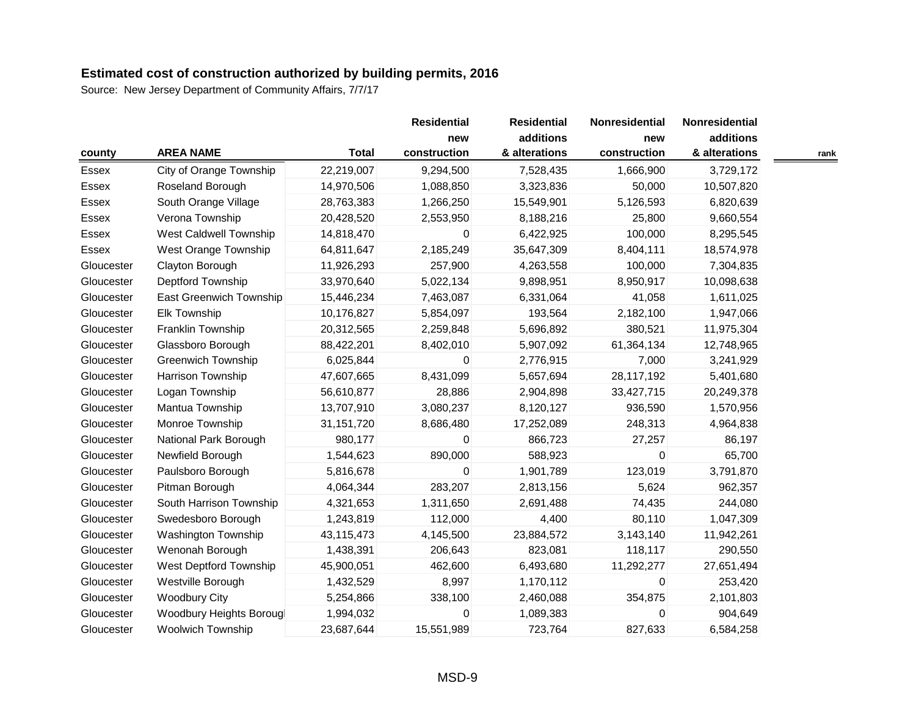**Estimated cost of construction authorized by building permits, 2016**

Source: New Jersey Department of Community Affairs, 7/7/17

| county | AREA NAME | Total | Residential new construction | Residential additions & alterations | Nonresidential new construction | Nonresidential additions & alterations | rank |
|---|---|---|---|---|---|---|---|
| Essex | City of Orange Township | 22,219,007 | 9,294,500 | 7,528,435 | 1,666,900 | 3,729,172 | |
| Essex | Roseland Borough | 14,970,506 | 1,088,850 | 3,323,836 | 50,000 | 10,507,820 | |
| Essex | South Orange Village | 28,763,383 | 1,266,250 | 15,549,901 | 5,126,593 | 6,820,639 | |
| Essex | Verona Township | 20,428,520 | 2,553,950 | 8,188,216 | 25,800 | 9,660,554 | |
| Essex | West Caldwell Township | 14,818,470 | 0 | 6,422,925 | 100,000 | 8,295,545 | |
| Essex | West Orange Township | 64,811,647 | 2,185,249 | 35,647,309 | 8,404,111 | 18,574,978 | |
| Gloucester | Clayton Borough | 11,926,293 | 257,900 | 4,263,558 | 100,000 | 7,304,835 | |
| Gloucester | Deptford Township | 33,970,640 | 5,022,134 | 9,898,951 | 8,950,917 | 10,098,638 | |
| Gloucester | East Greenwich Township | 15,446,234 | 7,463,087 | 6,331,064 | 41,058 | 1,611,025 | |
| Gloucester | Elk Township | 10,176,827 | 5,854,097 | 193,564 | 2,182,100 | 1,947,066 | |
| Gloucester | Franklin Township | 20,312,565 | 2,259,848 | 5,696,892 | 380,521 | 11,975,304 | |
| Gloucester | Glassboro Borough | 88,422,201 | 8,402,010 | 5,907,092 | 61,364,134 | 12,748,965 | |
| Gloucester | Greenwich Township | 6,025,844 | 0 | 2,776,915 | 7,000 | 3,241,929 | |
| Gloucester | Harrison Township | 47,607,665 | 8,431,099 | 5,657,694 | 28,117,192 | 5,401,680 | |
| Gloucester | Logan Township | 56,610,877 | 28,886 | 2,904,898 | 33,427,715 | 20,249,378 | |
| Gloucester | Mantua Township | 13,707,910 | 3,080,237 | 8,120,127 | 936,590 | 1,570,956 | |
| Gloucester | Monroe Township | 31,151,720 | 8,686,480 | 17,252,089 | 248,313 | 4,964,838 | |
| Gloucester | National Park Borough | 980,177 | 0 | 866,723 | 27,257 | 86,197 | |
| Gloucester | Newfield Borough | 1,544,623 | 890,000 | 588,923 | 0 | 65,700 | |
| Gloucester | Paulsboro Borough | 5,816,678 | 0 | 1,901,789 | 123,019 | 3,791,870 | |
| Gloucester | Pitman Borough | 4,064,344 | 283,207 | 2,813,156 | 5,624 | 962,357 | |
| Gloucester | South Harrison Township | 4,321,653 | 1,311,650 | 2,691,488 | 74,435 | 244,080 | |
| Gloucester | Swedesboro Borough | 1,243,819 | 112,000 | 4,400 | 80,110 | 1,047,309 | |
| Gloucester | Washington Township | 43,115,473 | 4,145,500 | 23,884,572 | 3,143,140 | 11,942,261 | |
| Gloucester | Wenonah Borough | 1,438,391 | 206,643 | 823,081 | 118,117 | 290,550 | |
| Gloucester | West Deptford Township | 45,900,051 | 462,600 | 6,493,680 | 11,292,277 | 27,651,494 | |
| Gloucester | Westville Borough | 1,432,529 | 8,997 | 1,170,112 | 0 | 253,420 | |
| Gloucester | Woodbury City | 5,254,866 | 338,100 | 2,460,088 | 354,875 | 2,101,803 | |
| Gloucester | Woodbury Heights Borougl | 1,994,032 | 0 | 1,089,383 | 0 | 904,649 | |
| Gloucester | Woolwich Township | 23,687,644 | 15,551,989 | 723,764 | 827,633 | 6,584,258 | |

MSD-9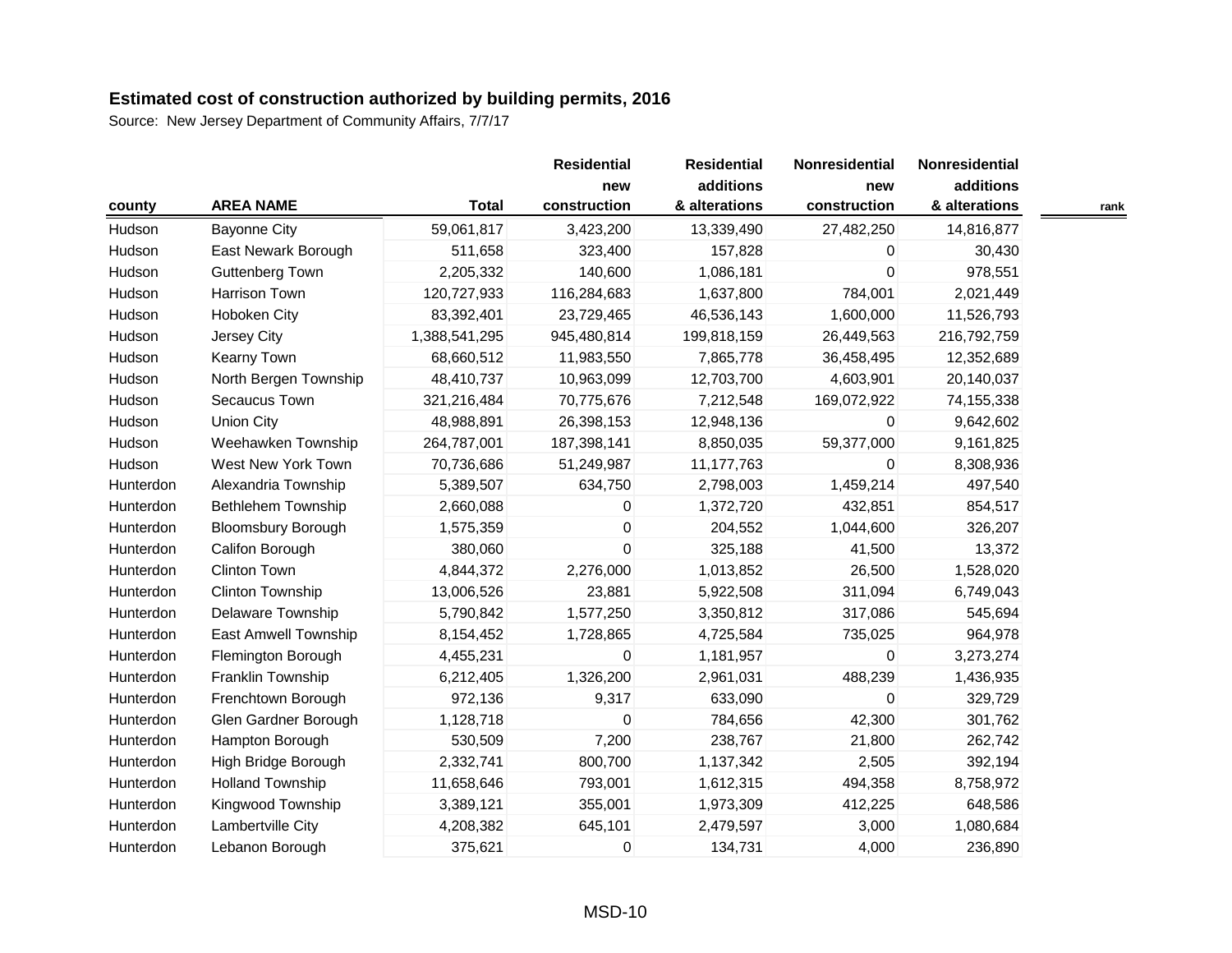## Estimated cost of construction authorized by building permits, 2016

Source: New Jersey Department of Community Affairs, 7/7/17

| county | AREA NAME | Total | Residential new construction | Residential additions & alterations | Nonresidential new construction | Nonresidential additions & alterations | rank |
|---|---|---|---|---|---|---|---|
| Hudson | Bayonne City | 59,061,817 | 3,423,200 | 13,339,490 | 27,482,250 | 14,816,877 | |
| Hudson | East Newark Borough | 511,658 | 323,400 | 157,828 | 0 | 30,430 | |
| Hudson | Guttenberg Town | 2,205,332 | 140,600 | 1,086,181 | 0 | 978,551 | |
| Hudson | Harrison Town | 120,727,933 | 116,284,683 | 1,637,800 | 784,001 | 2,021,449 | |
| Hudson | Hoboken City | 83,392,401 | 23,729,465 | 46,536,143 | 1,600,000 | 11,526,793 | |
| Hudson | Jersey City | 1,388,541,295 | 945,480,814 | 199,818,159 | 26,449,563 | 216,792,759 | |
| Hudson | Kearny Town | 68,660,512 | 11,983,550 | 7,865,778 | 36,458,495 | 12,352,689 | |
| Hudson | North Bergen Township | 48,410,737 | 10,963,099 | 12,703,700 | 4,603,901 | 20,140,037 | |
| Hudson | Secaucus Town | 321,216,484 | 70,775,676 | 7,212,548 | 169,072,922 | 74,155,338 | |
| Hudson | Union City | 48,988,891 | 26,398,153 | 12,948,136 | 0 | 9,642,602 | |
| Hudson | Weehawken Township | 264,787,001 | 187,398,141 | 8,850,035 | 59,377,000 | 9,161,825 | |
| Hudson | West New York Town | 70,736,686 | 51,249,987 | 11,177,763 | 0 | 8,308,936 | |
| Hunterdon | Alexandria Township | 5,389,507 | 634,750 | 2,798,003 | 1,459,214 | 497,540 | |
| Hunterdon | Bethlehem Township | 2,660,088 | 0 | 1,372,720 | 432,851 | 854,517 | |
| Hunterdon | Bloomsbury Borough | 1,575,359 | 0 | 204,552 | 1,044,600 | 326,207 | |
| Hunterdon | Califon Borough | 380,060 | 0 | 325,188 | 41,500 | 13,372 | |
| Hunterdon | Clinton Town | 4,844,372 | 2,276,000 | 1,013,852 | 26,500 | 1,528,020 | |
| Hunterdon | Clinton Township | 13,006,526 | 23,881 | 5,922,508 | 311,094 | 6,749,043 | |
| Hunterdon | Delaware Township | 5,790,842 | 1,577,250 | 3,350,812 | 317,086 | 545,694 | |
| Hunterdon | East Amwell Township | 8,154,452 | 1,728,865 | 4,725,584 | 735,025 | 964,978 | |
| Hunterdon | Flemington Borough | 4,455,231 | 0 | 1,181,957 | 0 | 3,273,274 | |
| Hunterdon | Franklin Township | 6,212,405 | 1,326,200 | 2,961,031 | 488,239 | 1,436,935 | |
| Hunterdon | Frenchtown Borough | 972,136 | 9,317 | 633,090 | 0 | 329,729 | |
| Hunterdon | Glen Gardner Borough | 1,128,718 | 0 | 784,656 | 42,300 | 301,762 | |
| Hunterdon | Hampton Borough | 530,509 | 7,200 | 238,767 | 21,800 | 262,742 | |
| Hunterdon | High Bridge Borough | 2,332,741 | 800,700 | 1,137,342 | 2,505 | 392,194 | |
| Hunterdon | Holland Township | 11,658,646 | 793,001 | 1,612,315 | 494,358 | 8,758,972 | |
| Hunterdon | Kingwood Township | 3,389,121 | 355,001 | 1,973,309 | 412,225 | 648,586 | |
| Hunterdon | Lambertville City | 4,208,382 | 645,101 | 2,479,597 | 3,000 | 1,080,684 | |
| Hunterdon | Lebanon Borough | 375,621 | 0 | 134,731 | 4,000 | 236,890 | |

MSD-10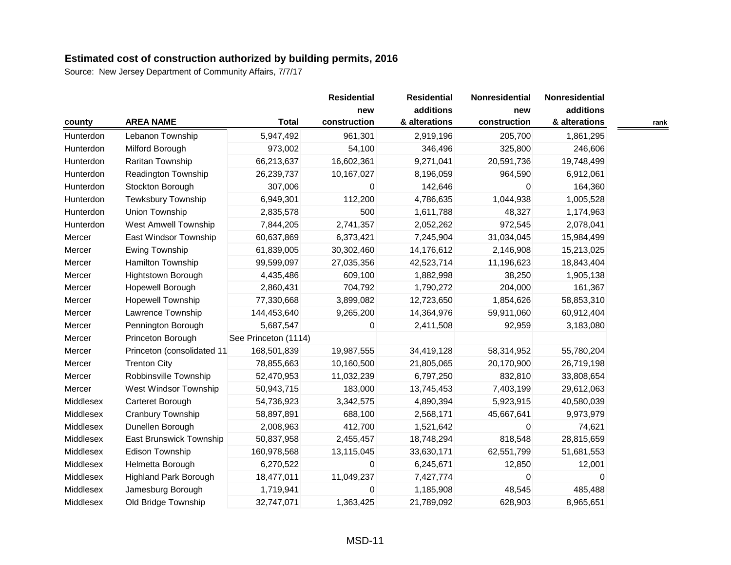## Estimated cost of construction authorized by building permits, 2016

Source: New Jersey Department of Community Affairs, 7/7/17

| county | AREA NAME | Total | Residential new construction | Residential additions & alterations | Nonresidential new construction | Nonresidential additions & alterations | rank |
|---|---|---|---|---|---|---|---|
| Hunterdon | Lebanon Township | 5,947,492 | 961,301 | 2,919,196 | 205,700 | 1,861,295 | |
| Hunterdon | Milford Borough | 973,002 | 54,100 | 346,496 | 325,800 | 246,606 | |
| Hunterdon | Raritan Township | 66,213,637 | 16,602,361 | 9,271,041 | 20,591,736 | 19,748,499 | |
| Hunterdon | Readington Township | 26,239,737 | 10,167,027 | 8,196,059 | 964,590 | 6,912,061 | |
| Hunterdon | Stockton Borough | 307,006 | 0 | 142,646 | 0 | 164,360 | |
| Hunterdon | Tewksbury Township | 6,949,301 | 112,200 | 4,786,635 | 1,044,938 | 1,005,528 | |
| Hunterdon | Union Township | 2,835,578 | 500 | 1,611,788 | 48,327 | 1,174,963 | |
| Hunterdon | West Amwell Township | 7,844,205 | 2,741,357 | 2,052,262 | 972,545 | 2,078,041 | |
| Mercer | East Windsor Township | 60,637,869 | 6,373,421 | 7,245,904 | 31,034,045 | 15,984,499 | |
| Mercer | Ewing Township | 61,839,005 | 30,302,460 | 14,176,612 | 2,146,908 | 15,213,025 | |
| Mercer | Hamilton Township | 99,599,097 | 27,035,356 | 42,523,714 | 11,196,623 | 18,843,404 | |
| Mercer | Hightstown Borough | 4,435,486 | 609,100 | 1,882,998 | 38,250 | 1,905,138 | |
| Mercer | Hopewell Borough | 2,860,431 | 704,792 | 1,790,272 | 204,000 | 161,367 | |
| Mercer | Hopewell Township | 77,330,668 | 3,899,082 | 12,723,650 | 1,854,626 | 58,853,310 | |
| Mercer | Lawrence Township | 144,453,640 | 9,265,200 | 14,364,976 | 59,911,060 | 60,912,404 | |
| Mercer | Pennington Borough | 5,687,547 | 0 | 2,411,508 | 92,959 | 3,183,080 | |
| Mercer | Princeton Borough | See Princeton (1114) | | | | | |
| Mercer | Princeton (consolidated 11 | 168,501,839 | 19,987,555 | 34,419,128 | 58,314,952 | 55,780,204 | |
| Mercer | Trenton City | 78,855,663 | 10,160,500 | 21,805,065 | 20,170,900 | 26,719,198 | |
| Mercer | Robbinsville Township | 52,470,953 | 11,032,239 | 6,797,250 | 832,810 | 33,808,654 | |
| Mercer | West Windsor Township | 50,943,715 | 183,000 | 13,745,453 | 7,403,199 | 29,612,063 | |
| Middlesex | Carteret Borough | 54,736,923 | 3,342,575 | 4,890,394 | 5,923,915 | 40,580,039 | |
| Middlesex | Cranbury Township | 58,897,891 | 688,100 | 2,568,171 | 45,667,641 | 9,973,979 | |
| Middlesex | Dunellen Borough | 2,008,963 | 412,700 | 1,521,642 | 0 | 74,621 | |
| Middlesex | East Brunswick Township | 50,837,958 | 2,455,457 | 18,748,294 | 818,548 | 28,815,659 | |
| Middlesex | Edison Township | 160,978,568 | 13,115,045 | 33,630,171 | 62,551,799 | 51,681,553 | |
| Middlesex | Helmetta Borough | 6,270,522 | 0 | 6,245,671 | 12,850 | 12,001 | |
| Middlesex | Highland Park Borough | 18,477,011 | 11,049,237 | 7,427,774 | 0 | 0 | |
| Middlesex | Jamesburg Borough | 1,719,941 | 0 | 1,185,908 | 48,545 | 485,488 | |
| Middlesex | Old Bridge Township | 32,747,071 | 1,363,425 | 21,789,092 | 628,903 | 8,965,651 | |

MSD-11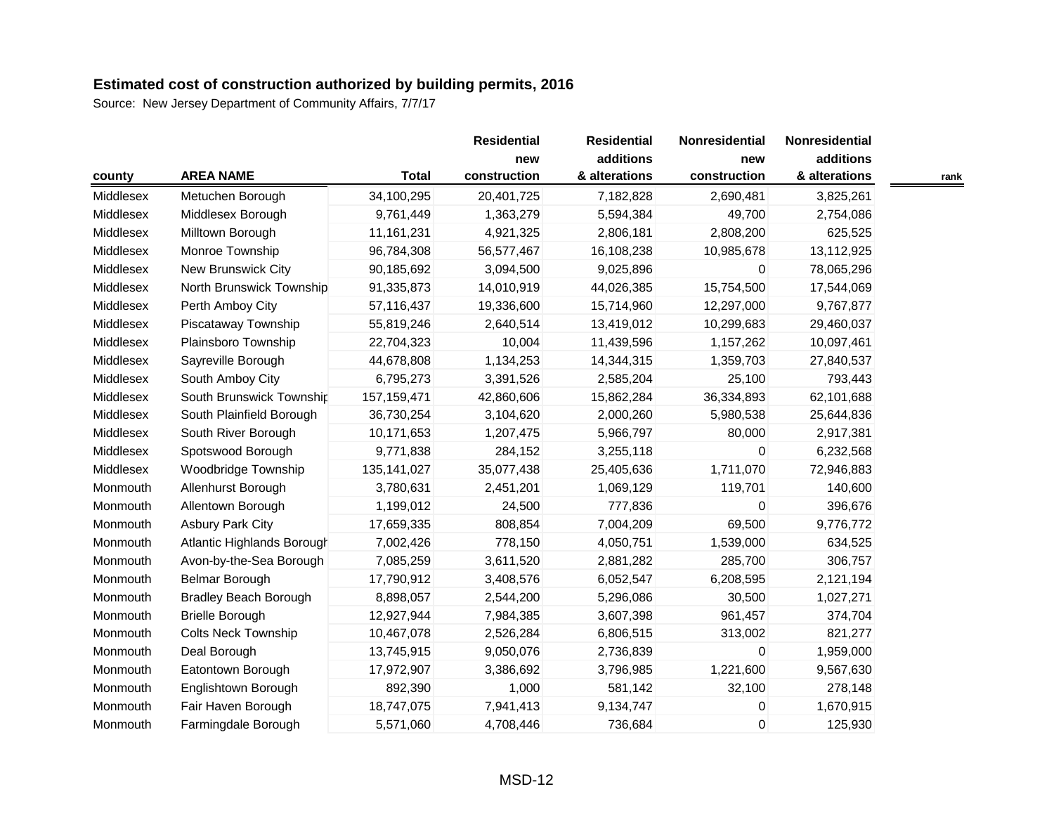**Estimated cost of construction authorized by building permits, 2016**

Source: New Jersey Department of Community Affairs, 7/7/17

| county | AREA NAME | Total | Residential new construction | Residential additions & alterations | Nonresidential new construction | Nonresidential additions & alterations | rank |
|---|---|---|---|---|---|---|---|
| Middlesex | Metuchen Borough | 34,100,295 | 20,401,725 | 7,182,828 | 2,690,481 | 3,825,261 | |
| Middlesex | Middlesex Borough | 9,761,449 | 1,363,279 | 5,594,384 | 49,700 | 2,754,086 | |
| Middlesex | Milltown Borough | 11,161,231 | 4,921,325 | 2,806,181 | 2,808,200 | 625,525 | |
| Middlesex | Monroe Township | 96,784,308 | 56,577,467 | 16,108,238 | 10,985,678 | 13,112,925 | |
| Middlesex | New Brunswick City | 90,185,692 | 3,094,500 | 9,025,896 | 0 | 78,065,296 | |
| Middlesex | North Brunswick Township | 91,335,873 | 14,010,919 | 44,026,385 | 15,754,500 | 17,544,069 | |
| Middlesex | Perth Amboy City | 57,116,437 | 19,336,600 | 15,714,960 | 12,297,000 | 9,767,877 | |
| Middlesex | Piscataway Township | 55,819,246 | 2,640,514 | 13,419,012 | 10,299,683 | 29,460,037 | |
| Middlesex | Plainsboro Township | 22,704,323 | 10,004 | 11,439,596 | 1,157,262 | 10,097,461 | |
| Middlesex | Sayreville Borough | 44,678,808 | 1,134,253 | 14,344,315 | 1,359,703 | 27,840,537 | |
| Middlesex | South Amboy City | 6,795,273 | 3,391,526 | 2,585,204 | 25,100 | 793,443 | |
| Middlesex | South Brunswick Township | 157,159,471 | 42,860,606 | 15,862,284 | 36,334,893 | 62,101,688 | |
| Middlesex | South Plainfield Borough | 36,730,254 | 3,104,620 | 2,000,260 | 5,980,538 | 25,644,836 | |
| Middlesex | South River Borough | 10,171,653 | 1,207,475 | 5,966,797 | 80,000 | 2,917,381 | |
| Middlesex | Spotswood Borough | 9,771,838 | 284,152 | 3,255,118 | 0 | 6,232,568 | |
| Middlesex | Woodbridge Township | 135,141,027 | 35,077,438 | 25,405,636 | 1,711,070 | 72,946,883 | |
| Monmouth | Allenhurst Borough | 3,780,631 | 2,451,201 | 1,069,129 | 119,701 | 140,600 | |
| Monmouth | Allentown Borough | 1,199,012 | 24,500 | 777,836 | 0 | 396,676 | |
| Monmouth | Asbury Park City | 17,659,335 | 808,854 | 7,004,209 | 69,500 | 9,776,772 | |
| Monmouth | Atlantic Highlands Borough | 7,002,426 | 778,150 | 4,050,751 | 1,539,000 | 634,525 | |
| Monmouth | Avon-by-the-Sea Borough | 7,085,259 | 3,611,520 | 2,881,282 | 285,700 | 306,757 | |
| Monmouth | Belmar Borough | 17,790,912 | 3,408,576 | 6,052,547 | 6,208,595 | 2,121,194 | |
| Monmouth | Bradley Beach Borough | 8,898,057 | 2,544,200 | 5,296,086 | 30,500 | 1,027,271 | |
| Monmouth | Brielle Borough | 12,927,944 | 7,984,385 | 3,607,398 | 961,457 | 374,704 | |
| Monmouth | Colts Neck Township | 10,467,078 | 2,526,284 | 6,806,515 | 313,002 | 821,277 | |
| Monmouth | Deal Borough | 13,745,915 | 9,050,076 | 2,736,839 | 0 | 1,959,000 | |
| Monmouth | Eatontown Borough | 17,972,907 | 3,386,692 | 3,796,985 | 1,221,600 | 9,567,630 | |
| Monmouth | Englishtown Borough | 892,390 | 1,000 | 581,142 | 32,100 | 278,148 | |
| Monmouth | Fair Haven Borough | 18,747,075 | 7,941,413 | 9,134,747 | 0 | 1,670,915 | |
| Monmouth | Farmingdale Borough | 5,571,060 | 4,708,446 | 736,684 | 0 | 125,930 | |

MSD-12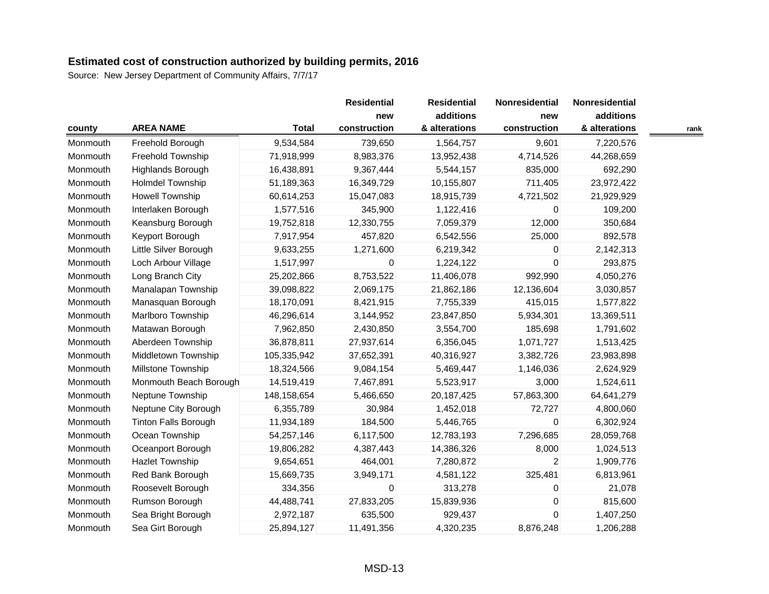## Estimated cost of construction authorized by building permits, 2016

Source: New Jersey Department of Community Affairs, 7/7/17

| county | AREA NAME | Total | Residential new construction | Residential additions & alterations | Nonresidential new construction | Nonresidential additions & alterations | rank |
|---|---|---|---|---|---|---|---|
| Monmouth | Freehold Borough | 9,534,584 | 739,650 | 1,564,757 | 9,601 | 7,220,576 | |
| Monmouth | Freehold Township | 71,918,999 | 8,983,376 | 13,952,438 | 4,714,526 | 44,268,659 | |
| Monmouth | Highlands Borough | 16,438,891 | 9,367,444 | 5,544,157 | 835,000 | 692,290 | |
| Monmouth | Holmdel Township | 51,189,363 | 16,349,729 | 10,155,807 | 711,405 | 23,972,422 | |
| Monmouth | Howell Township | 60,614,253 | 15,047,083 | 18,915,739 | 4,721,502 | 21,929,929 | |
| Monmouth | Interlaken Borough | 1,577,516 | 345,900 | 1,122,416 | 0 | 109,200 | |
| Monmouth | Keansburg Borough | 19,752,818 | 12,330,755 | 7,059,379 | 12,000 | 350,684 | |
| Monmouth | Keyport Borough | 7,917,954 | 457,820 | 6,542,556 | 25,000 | 892,578 | |
| Monmouth | Little Silver Borough | 9,633,255 | 1,271,600 | 6,219,342 | 0 | 2,142,313 | |
| Monmouth | Loch Arbour Village | 1,517,997 | 0 | 1,224,122 | 0 | 293,875 | |
| Monmouth | Long Branch City | 25,202,866 | 8,753,522 | 11,406,078 | 992,990 | 4,050,276 | |
| Monmouth | Manalapan Township | 39,098,822 | 2,069,175 | 21,862,186 | 12,136,604 | 3,030,857 | |
| Monmouth | Manasquan Borough | 18,170,091 | 8,421,915 | 7,755,339 | 415,015 | 1,577,822 | |
| Monmouth | Marlboro Township | 46,296,614 | 3,144,952 | 23,847,850 | 5,934,301 | 13,369,511 | |
| Monmouth | Matawan Borough | 7,962,850 | 2,430,850 | 3,554,700 | 185,698 | 1,791,602 | |
| Monmouth | Aberdeen Township | 36,878,811 | 27,937,614 | 6,356,045 | 1,071,727 | 1,513,425 | |
| Monmouth | Middletown Township | 105,335,942 | 37,652,391 | 40,316,927 | 3,382,726 | 23,983,898 | |
| Monmouth | Millstone Township | 18,324,566 | 9,084,154 | 5,469,447 | 1,146,036 | 2,624,929 | |
| Monmouth | Monmouth Beach Borough | 14,519,419 | 7,467,891 | 5,523,917 | 3,000 | 1,524,611 | |
| Monmouth | Neptune Township | 148,158,654 | 5,466,650 | 20,187,425 | 57,863,300 | 64,641,279 | |
| Monmouth | Neptune City Borough | 6,355,789 | 30,984 | 1,452,018 | 72,727 | 4,800,060 | |
| Monmouth | Tinton Falls Borough | 11,934,189 | 184,500 | 5,446,765 | 0 | 6,302,924 | |
| Monmouth | Ocean Township | 54,257,146 | 6,117,500 | 12,783,193 | 7,296,685 | 28,059,768 | |
| Monmouth | Oceanport Borough | 19,806,282 | 4,387,443 | 14,386,326 | 8,000 | 1,024,513 | |
| Monmouth | Hazlet Township | 9,654,651 | 464,001 | 7,280,872 | 2 | 1,909,776 | |
| Monmouth | Red Bank Borough | 15,669,735 | 3,949,171 | 4,581,122 | 325,481 | 6,813,961 | |
| Monmouth | Roosevelt Borough | 334,356 | 0 | 313,278 | 0 | 21,078 | |
| Monmouth | Rumson Borough | 44,488,741 | 27,833,205 | 15,839,936 | 0 | 815,600 | |
| Monmouth | Sea Bright Borough | 2,972,187 | 635,500 | 929,437 | 0 | 1,407,250 | |
| Monmouth | Sea Girt Borough | 25,894,127 | 11,491,356 | 4,320,235 | 8,876,248 | 1,206,288 | |

MSD-13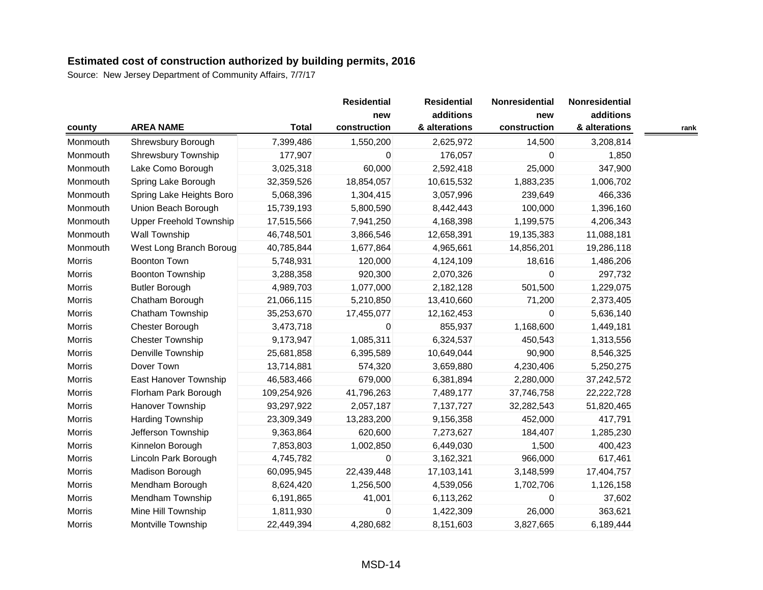# Estimated cost of construction authorized by building permits, 2016

Source: New Jersey Department of Community Affairs, 7/7/17

| county | AREA NAME | Total | Residential new construction | Residential additions & alterations | Nonresidential new construction | Nonresidential additions & alterations | rank |
|---|---|---|---|---|---|---|---|
| Monmouth | Shrewsbury Borough | 7,399,486 | 1,550,200 | 2,625,972 | 14,500 | 3,208,814 | |
| Monmouth | Shrewsbury Township | 177,907 | 0 | 176,057 | 0 | 1,850 | |
| Monmouth | Lake Como Borough | 3,025,318 | 60,000 | 2,592,418 | 25,000 | 347,900 | |
| Monmouth | Spring Lake Borough | 32,359,526 | 18,854,057 | 10,615,532 | 1,883,235 | 1,006,702 | |
| Monmouth | Spring Lake Heights Boro | 5,068,396 | 1,304,415 | 3,057,996 | 239,649 | 466,336 | |
| Monmouth | Union Beach Borough | 15,739,193 | 5,800,590 | 8,442,443 | 100,000 | 1,396,160 | |
| Monmouth | Upper Freehold Township | 17,515,566 | 7,941,250 | 4,168,398 | 1,199,575 | 4,206,343 | |
| Monmouth | Wall Township | 46,748,501 | 3,866,546 | 12,658,391 | 19,135,383 | 11,088,181 | |
| Monmouth | West Long Branch Boroug | 40,785,844 | 1,677,864 | 4,965,661 | 14,856,201 | 19,286,118 | |
| Morris | Boonton Town | 5,748,931 | 120,000 | 4,124,109 | 18,616 | 1,486,206 | |
| Morris | Boonton Township | 3,288,358 | 920,300 | 2,070,326 | 0 | 297,732 | |
| Morris | Butler Borough | 4,989,703 | 1,077,000 | 2,182,128 | 501,500 | 1,229,075 | |
| Morris | Chatham Borough | 21,066,115 | 5,210,850 | 13,410,660 | 71,200 | 2,373,405 | |
| Morris | Chatham Township | 35,253,670 | 17,455,077 | 12,162,453 | 0 | 5,636,140 | |
| Morris | Chester Borough | 3,473,718 | 0 | 855,937 | 1,168,600 | 1,449,181 | |
| Morris | Chester Township | 9,173,947 | 1,085,311 | 6,324,537 | 450,543 | 1,313,556 | |
| Morris | Denville Township | 25,681,858 | 6,395,589 | 10,649,044 | 90,900 | 8,546,325 | |
| Morris | Dover Town | 13,714,881 | 574,320 | 3,659,880 | 4,230,406 | 5,250,275 | |
| Morris | East Hanover Township | 46,583,466 | 679,000 | 6,381,894 | 2,280,000 | 37,242,572 | |
| Morris | Florham Park Borough | 109,254,926 | 41,796,263 | 7,489,177 | 37,746,758 | 22,222,728 | |
| Morris | Hanover Township | 93,297,922 | 2,057,187 | 7,137,727 | 32,282,543 | 51,820,465 | |
| Morris | Harding Township | 23,309,349 | 13,283,200 | 9,156,358 | 452,000 | 417,791 | |
| Morris | Jefferson Township | 9,363,864 | 620,600 | 7,273,627 | 184,407 | 1,285,230 | |
| Morris | Kinnelon Borough | 7,853,803 | 1,002,850 | 6,449,030 | 1,500 | 400,423 | |
| Morris | Lincoln Park Borough | 4,745,782 | 0 | 3,162,321 | 966,000 | 617,461 | |
| Morris | Madison Borough | 60,095,945 | 22,439,448 | 17,103,141 | 3,148,599 | 17,404,757 | |
| Morris | Mendham Borough | 8,624,420 | 1,256,500 | 4,539,056 | 1,702,706 | 1,126,158 | |
| Morris | Mendham Township | 6,191,865 | 41,001 | 6,113,262 | 0 | 37,602 | |
| Morris | Mine Hill Township | 1,811,930 | 0 | 1,422,309 | 26,000 | 363,621 | |
| Morris | Montville Township | 22,449,394 | 4,280,682 | 8,151,603 | 3,827,665 | 6,189,444 | |

MSD-14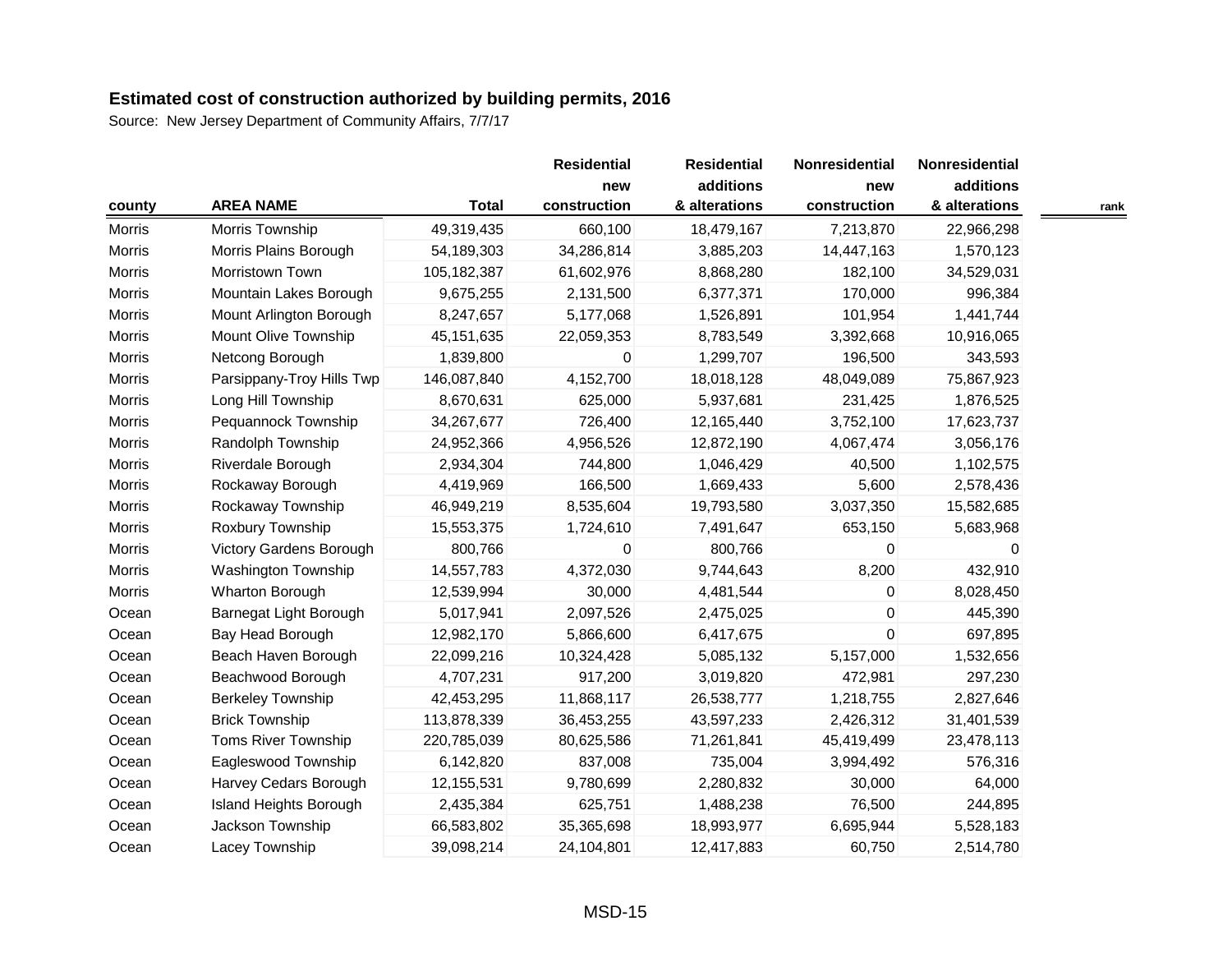## Estimated cost of construction authorized by building permits, 2016

Source: New Jersey Department of Community Affairs, 7/7/17

| county | AREA NAME | Total | Residential new construction | Residential additions & alterations | Nonresidential new construction | Nonresidential additions & alterations | rank |
|---|---|---|---|---|---|---|---|
| Morris | Morris Township | 49,319,435 | 660,100 | 18,479,167 | 7,213,870 | 22,966,298 | |
| Morris | Morris Plains Borough | 54,189,303 | 34,286,814 | 3,885,203 | 14,447,163 | 1,570,123 | |
| Morris | Morristown Town | 105,182,387 | 61,602,976 | 8,868,280 | 182,100 | 34,529,031 | |
| Morris | Mountain Lakes Borough | 9,675,255 | 2,131,500 | 6,377,371 | 170,000 | 996,384 | |
| Morris | Mount Arlington Borough | 8,247,657 | 5,177,068 | 1,526,891 | 101,954 | 1,441,744 | |
| Morris | Mount Olive Township | 45,151,635 | 22,059,353 | 8,783,549 | 3,392,668 | 10,916,065 | |
| Morris | Netcong Borough | 1,839,800 | 0 | 1,299,707 | 196,500 | 343,593 | |
| Morris | Parsippany-Troy Hills Twp | 146,087,840 | 4,152,700 | 18,018,128 | 48,049,089 | 75,867,923 | |
| Morris | Long Hill Township | 8,670,631 | 625,000 | 5,937,681 | 231,425 | 1,876,525 | |
| Morris | Pequannock Township | 34,267,677 | 726,400 | 12,165,440 | 3,752,100 | 17,623,737 | |
| Morris | Randolph Township | 24,952,366 | 4,956,526 | 12,872,190 | 4,067,474 | 3,056,176 | |
| Morris | Riverdale Borough | 2,934,304 | 744,800 | 1,046,429 | 40,500 | 1,102,575 | |
| Morris | Rockaway Borough | 4,419,969 | 166,500 | 1,669,433 | 5,600 | 2,578,436 | |
| Morris | Rockaway Township | 46,949,219 | 8,535,604 | 19,793,580 | 3,037,350 | 15,582,685 | |
| Morris | Roxbury Township | 15,553,375 | 1,724,610 | 7,491,647 | 653,150 | 5,683,968 | |
| Morris | Victory Gardens Borough | 800,766 | 0 | 800,766 | 0 | 0 | |
| Morris | Washington Township | 14,557,783 | 4,372,030 | 9,744,643 | 8,200 | 432,910 | |
| Morris | Wharton Borough | 12,539,994 | 30,000 | 4,481,544 | 0 | 8,028,450 | |
| Ocean | Barnegat Light Borough | 5,017,941 | 2,097,526 | 2,475,025 | 0 | 445,390 | |
| Ocean | Bay Head Borough | 12,982,170 | 5,866,600 | 6,417,675 | 0 | 697,895 | |
| Ocean | Beach Haven Borough | 22,099,216 | 10,324,428 | 5,085,132 | 5,157,000 | 1,532,656 | |
| Ocean | Beachwood Borough | 4,707,231 | 917,200 | 3,019,820 | 472,981 | 297,230 | |
| Ocean | Berkeley Township | 42,453,295 | 11,868,117 | 26,538,777 | 1,218,755 | 2,827,646 | |
| Ocean | Brick Township | 113,878,339 | 36,453,255 | 43,597,233 | 2,426,312 | 31,401,539 | |
| Ocean | Toms River Township | 220,785,039 | 80,625,586 | 71,261,841 | 45,419,499 | 23,478,113 | |
| Ocean | Eagleswood Township | 6,142,820 | 837,008 | 735,004 | 3,994,492 | 576,316 | |
| Ocean | Harvey Cedars Borough | 12,155,531 | 9,780,699 | 2,280,832 | 30,000 | 64,000 | |
| Ocean | Island Heights Borough | 2,435,384 | 625,751 | 1,488,238 | 76,500 | 244,895 | |
| Ocean | Jackson Township | 66,583,802 | 35,365,698 | 18,993,977 | 6,695,944 | 5,528,183 | |
| Ocean | Lacey Township | 39,098,214 | 24,104,801 | 12,417,883 | 60,750 | 2,514,780 | |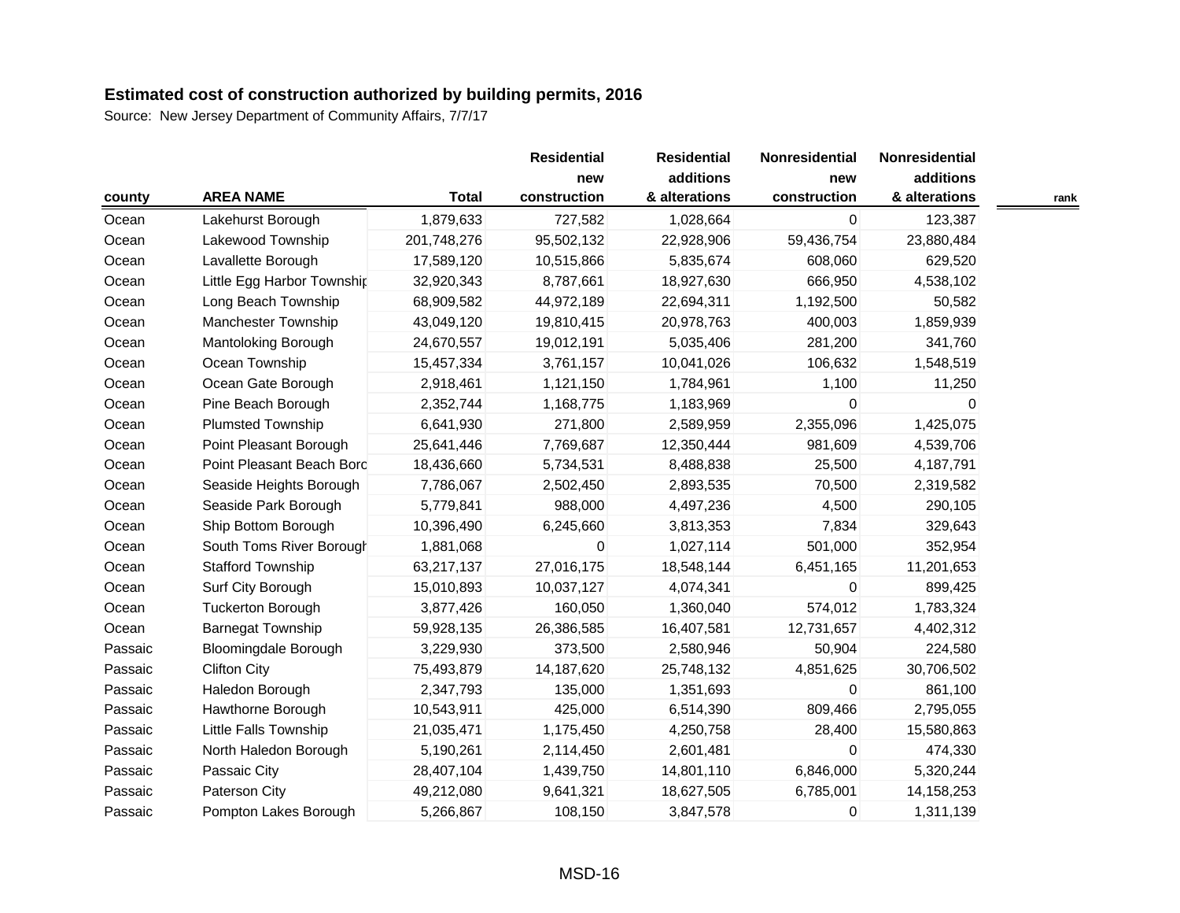**Estimated cost of construction authorized by building permits, 2016**

Source: New Jersey Department of Community Affairs, 7/7/17

| county | AREA NAME | Total | Residential new construction | Residential additions & alterations | Nonresidential new construction | Nonresidential additions & alterations | rank |
|---|---|---|---|---|---|---|---|
| Ocean | Lakehurst Borough | 1,879,633 | 727,582 | 1,028,664 | 0 | 123,387 | |
| Ocean | Lakewood Township | 201,748,276 | 95,502,132 | 22,928,906 | 59,436,754 | 23,880,484 | |
| Ocean | Lavallette Borough | 17,589,120 | 10,515,866 | 5,835,674 | 608,060 | 629,520 | |
| Ocean | Little Egg Harbor Townshi | 32,920,343 | 8,787,661 | 18,927,630 | 666,950 | 4,538,102 | |
| Ocean | Long Beach Township | 68,909,582 | 44,972,189 | 22,694,311 | 1,192,500 | 50,582 | |
| Ocean | Manchester Township | 43,049,120 | 19,810,415 | 20,978,763 | 400,003 | 1,859,939 | |
| Ocean | Mantoloking Borough | 24,670,557 | 19,012,191 | 5,035,406 | 281,200 | 341,760 | |
| Ocean | Ocean Township | 15,457,334 | 3,761,157 | 10,041,026 | 106,632 | 1,548,519 | |
| Ocean | Ocean Gate Borough | 2,918,461 | 1,121,150 | 1,784,961 | 1,100 | 11,250 | |
| Ocean | Pine Beach Borough | 2,352,744 | 1,168,775 | 1,183,969 | 0 | 0 | |
| Ocean | Plumsted Township | 6,641,930 | 271,800 | 2,589,959 | 2,355,096 | 1,425,075 | |
| Ocean | Point Pleasant Borough | 25,641,446 | 7,769,687 | 12,350,444 | 981,609 | 4,539,706 | |
| Ocean | Point Pleasant Beach Boro | 18,436,660 | 5,734,531 | 8,488,838 | 25,500 | 4,187,791 | |
| Ocean | Seaside Heights Borough | 7,786,067 | 2,502,450 | 2,893,535 | 70,500 | 2,319,582 | |
| Ocean | Seaside Park Borough | 5,779,841 | 988,000 | 4,497,236 | 4,500 | 290,105 | |
| Ocean | Ship Bottom Borough | 10,396,490 | 6,245,660 | 3,813,353 | 7,834 | 329,643 | |
| Ocean | South Toms River Borough | 1,881,068 | 0 | 1,027,114 | 501,000 | 352,954 | |
| Ocean | Stafford Township | 63,217,137 | 27,016,175 | 18,548,144 | 6,451,165 | 11,201,653 | |
| Ocean | Surf City Borough | 15,010,893 | 10,037,127 | 4,074,341 | 0 | 899,425 | |
| Ocean | Tuckerton Borough | 3,877,426 | 160,050 | 1,360,040 | 574,012 | 1,783,324 | |
| Ocean | Barnegat Township | 59,928,135 | 26,386,585 | 16,407,581 | 12,731,657 | 4,402,312 | |
| Passaic | Bloomingdale Borough | 3,229,930 | 373,500 | 2,580,946 | 50,904 | 224,580 | |
| Passaic | Clifton City | 75,493,879 | 14,187,620 | 25,748,132 | 4,851,625 | 30,706,502 | |
| Passaic | Haledon Borough | 2,347,793 | 135,000 | 1,351,693 | 0 | 861,100 | |
| Passaic | Hawthorne Borough | 10,543,911 | 425,000 | 6,514,390 | 809,466 | 2,795,055 | |
| Passaic | Little Falls Township | 21,035,471 | 1,175,450 | 4,250,758 | 28,400 | 15,580,863 | |
| Passaic | North Haledon Borough | 5,190,261 | 2,114,450 | 2,601,481 | 0 | 474,330 | |
| Passaic | Passaic City | 28,407,104 | 1,439,750 | 14,801,110 | 6,846,000 | 5,320,244 | |
| Passaic | Paterson City | 49,212,080 | 9,641,321 | 18,627,505 | 6,785,001 | 14,158,253 | |
| Passaic | Pompton Lakes Borough | 5,266,867 | 108,150 | 3,847,578 | 0 | 1,311,139 | |

MSD-16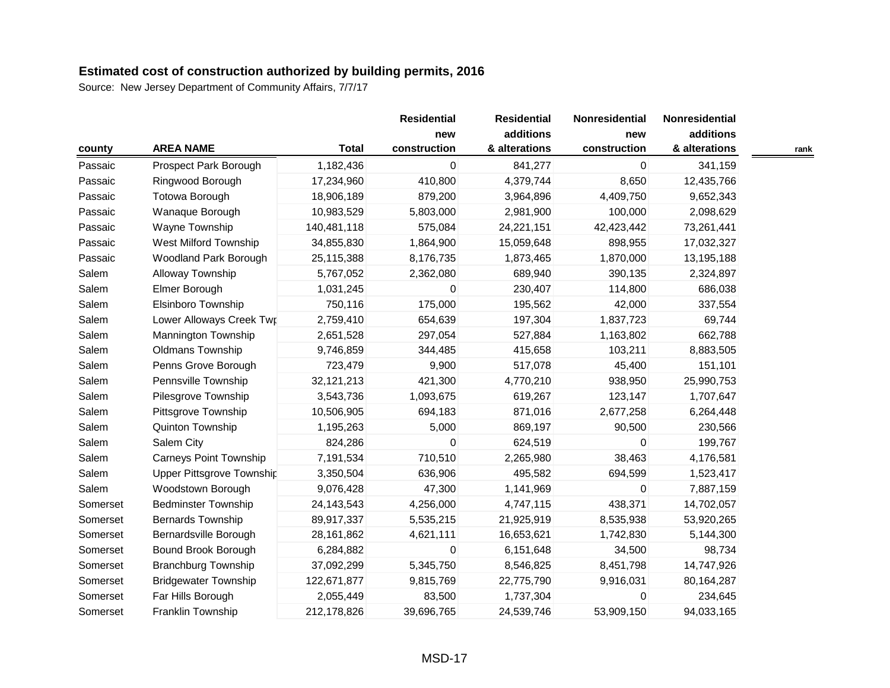# Estimated cost of construction authorized by building permits, 2016

Source: New Jersey Department of Community Affairs, 7/7/17

| county | AREA NAME | Total | Residential new construction | Residential additions & alterations | Nonresidential new construction | Nonresidential additions & alterations | rank |
|---|---|---|---|---|---|---|---|
| Passaic | Prospect Park Borough | 1,182,436 | 0 | 841,277 | 0 | 341,159 | |
| Passaic | Ringwood Borough | 17,234,960 | 410,800 | 4,379,744 | 8,650 | 12,435,766 | |
| Passaic | Totowa Borough | 18,906,189 | 879,200 | 3,964,896 | 4,409,750 | 9,652,343 | |
| Passaic | Wanaque Borough | 10,983,529 | 5,803,000 | 2,981,900 | 100,000 | 2,098,629 | |
| Passaic | Wayne Township | 140,481,118 | 575,084 | 24,221,151 | 42,423,442 | 73,261,441 | |
| Passaic | West Milford Township | 34,855,830 | 1,864,900 | 15,059,648 | 898,955 | 17,032,327 | |
| Passaic | Woodland Park Borough | 25,115,388 | 8,176,735 | 1,873,465 | 1,870,000 | 13,195,188 | |
| Salem | Alloway Township | 5,767,052 | 2,362,080 | 689,940 | 390,135 | 2,324,897 | |
| Salem | Elmer Borough | 1,031,245 | 0 | 230,407 | 114,800 | 686,038 | |
| Salem | Elsinboro Township | 750,116 | 175,000 | 195,562 | 42,000 | 337,554 | |
| Salem | Lower Alloways Creek Twp | 2,759,410 | 654,639 | 197,304 | 1,837,723 | 69,744 | |
| Salem | Mannington Township | 2,651,528 | 297,054 | 527,884 | 1,163,802 | 662,788 | |
| Salem | Oldmans Township | 9,746,859 | 344,485 | 415,658 | 103,211 | 8,883,505 | |
| Salem | Penns Grove Borough | 723,479 | 9,900 | 517,078 | 45,400 | 151,101 | |
| Salem | Pennsville Township | 32,121,213 | 421,300 | 4,770,210 | 938,950 | 25,990,753 | |
| Salem | Pilesgrove Township | 3,543,736 | 1,093,675 | 619,267 | 123,147 | 1,707,647 | |
| Salem | Pittsgrove Township | 10,506,905 | 694,183 | 871,016 | 2,677,258 | 6,264,448 | |
| Salem | Quinton Township | 1,195,263 | 5,000 | 869,197 | 90,500 | 230,566 | |
| Salem | Salem City | 824,286 | 0 | 624,519 | 0 | 199,767 | |
| Salem | Carneys Point Township | 7,191,534 | 710,510 | 2,265,980 | 38,463 | 4,176,581 | |
| Salem | Upper Pittsgrove Township | 3,350,504 | 636,906 | 495,582 | 694,599 | 1,523,417 | |
| Salem | Woodstown Borough | 9,076,428 | 47,300 | 1,141,969 | 0 | 7,887,159 | |
| Somerset | Bedminster Township | 24,143,543 | 4,256,000 | 4,747,115 | 438,371 | 14,702,057 | |
| Somerset | Bernards Township | 89,917,337 | 5,535,215 | 21,925,919 | 8,535,938 | 53,920,265 | |
| Somerset | Bernardsville Borough | 28,161,862 | 4,621,111 | 16,653,621 | 1,742,830 | 5,144,300 | |
| Somerset | Bound Brook Borough | 6,284,882 | 0 | 6,151,648 | 34,500 | 98,734 | |
| Somerset | Branchburg Township | 37,092,299 | 5,345,750 | 8,546,825 | 8,451,798 | 14,747,926 | |
| Somerset | Bridgewater Township | 122,671,877 | 9,815,769 | 22,775,790 | 9,916,031 | 80,164,287 | |
| Somerset | Far Hills Borough | 2,055,449 | 83,500 | 1,737,304 | 0 | 234,645 | |
| Somerset | Franklin Township | 212,178,826 | 39,696,765 | 24,539,746 | 53,909,150 | 94,033,165 | |

MSD-17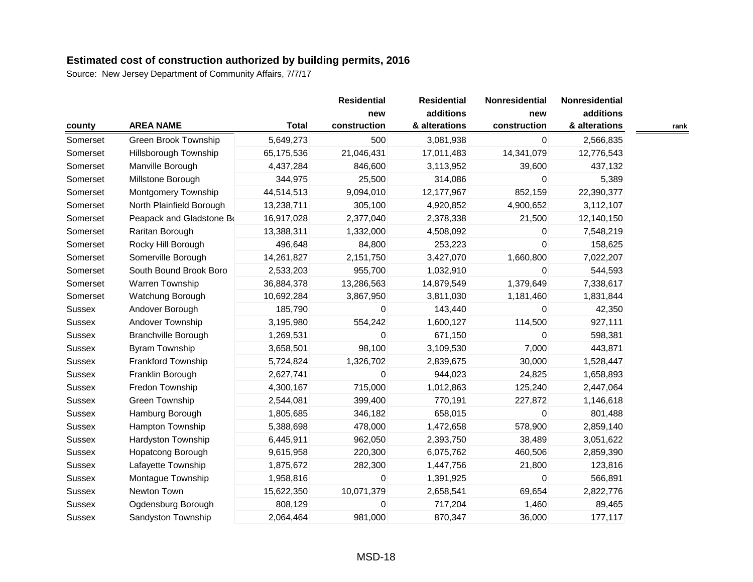## Estimated cost of construction authorized by building permits, 2016

Source: New Jersey Department of Community Affairs, 7/7/17

| county | AREA NAME | Total | Residential new construction | Residential additions & alterations | Nonresidential new construction | Nonresidential additions & alterations | rank |
|---|---|---|---|---|---|---|---|
| Somerset | Green Brook Township | 5,649,273 | 500 | 3,081,938 | 0 | 2,566,835 | |
| Somerset | Hillsborough Township | 65,175,536 | 21,046,431 | 17,011,483 | 14,341,079 | 12,776,543 | |
| Somerset | Manville Borough | 4,437,284 | 846,600 | 3,113,952 | 39,600 | 437,132 | |
| Somerset | Millstone Borough | 344,975 | 25,500 | 314,086 | 0 | 5,389 | |
| Somerset | Montgomery Township | 44,514,513 | 9,094,010 | 12,177,967 | 852,159 | 22,390,377 | |
| Somerset | North Plainfield Borough | 13,238,711 | 305,100 | 4,920,852 | 4,900,652 | 3,112,107 | |
| Somerset | Peapack and Gladstone Bo | 16,917,028 | 2,377,040 | 2,378,338 | 21,500 | 12,140,150 | |
| Somerset | Raritan Borough | 13,388,311 | 1,332,000 | 4,508,092 | 0 | 7,548,219 | |
| Somerset | Rocky Hill Borough | 496,648 | 84,800 | 253,223 | 0 | 158,625 | |
| Somerset | Somerville Borough | 14,261,827 | 2,151,750 | 3,427,070 | 1,660,800 | 7,022,207 | |
| Somerset | South Bound Brook Boro | 2,533,203 | 955,700 | 1,032,910 | 0 | 544,593 | |
| Somerset | Warren Township | 36,884,378 | 13,286,563 | 14,879,549 | 1,379,649 | 7,338,617 | |
| Somerset | Watchung Borough | 10,692,284 | 3,867,950 | 3,811,030 | 1,181,460 | 1,831,844 | |
| Sussex | Andover Borough | 185,790 | 0 | 143,440 | 0 | 42,350 | |
| Sussex | Andover Township | 3,195,980 | 554,242 | 1,600,127 | 114,500 | 927,111 | |
| Sussex | Branchville Borough | 1,269,531 | 0 | 671,150 | 0 | 598,381 | |
| Sussex | Byram Township | 3,658,501 | 98,100 | 3,109,530 | 7,000 | 443,871 | |
| Sussex | Frankford Township | 5,724,824 | 1,326,702 | 2,839,675 | 30,000 | 1,528,447 | |
| Sussex | Franklin Borough | 2,627,741 | 0 | 944,023 | 24,825 | 1,658,893 | |
| Sussex | Fredon Township | 4,300,167 | 715,000 | 1,012,863 | 125,240 | 2,447,064 | |
| Sussex | Green Township | 2,544,081 | 399,400 | 770,191 | 227,872 | 1,146,618 | |
| Sussex | Hamburg Borough | 1,805,685 | 346,182 | 658,015 | 0 | 801,488 | |
| Sussex | Hampton Township | 5,388,698 | 478,000 | 1,472,658 | 578,900 | 2,859,140 | |
| Sussex | Hardyston Township | 6,445,911 | 962,050 | 2,393,750 | 38,489 | 3,051,622 | |
| Sussex | Hopatcong Borough | 9,615,958 | 220,300 | 6,075,762 | 460,506 | 2,859,390 | |
| Sussex | Lafayette Township | 1,875,672 | 282,300 | 1,447,756 | 21,800 | 123,816 | |
| Sussex | Montague Township | 1,958,816 | 0 | 1,391,925 | 0 | 566,891 | |
| Sussex | Newton Town | 15,622,350 | 10,071,379 | 2,658,541 | 69,654 | 2,822,776 | |
| Sussex | Ogdensburg Borough | 808,129 | 0 | 717,204 | 1,460 | 89,465 | |
| Sussex | Sandyston Township | 2,064,464 | 981,000 | 870,347 | 36,000 | 177,117 | |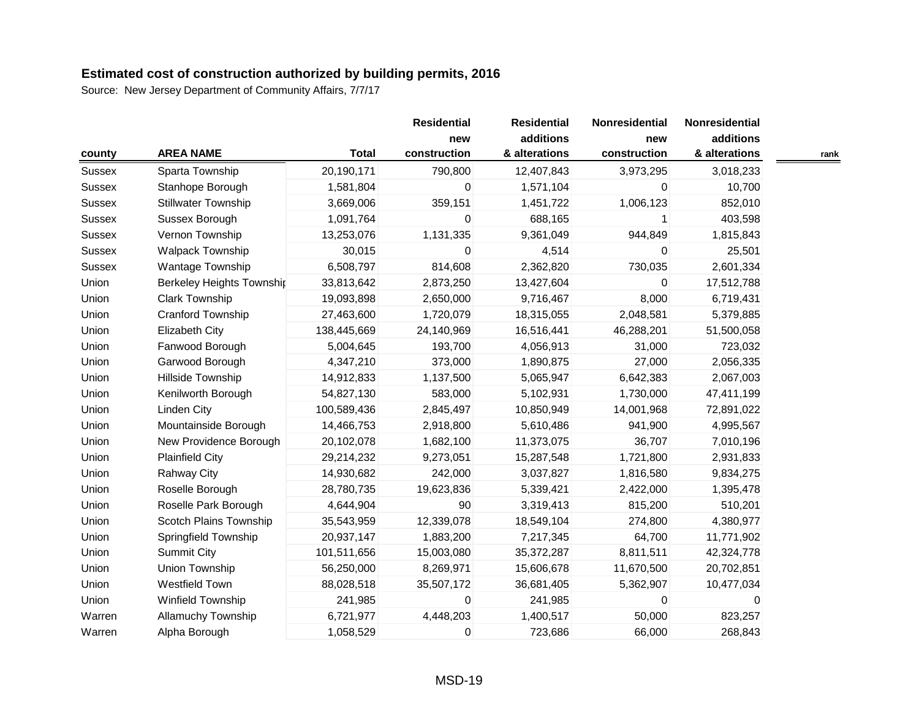## Estimated cost of construction authorized by building permits, 2016

Source: New Jersey Department of Community Affairs, 7/7/17

| county | AREA NAME | Total | Residential new construction | Residential additions & alterations | Nonresidential new construction | Nonresidential additions & alterations | rank |
|---|---|---|---|---|---|---|---|
| Sussex | Sparta Township | 20,190,171 | 790,800 | 12,407,843 | 3,973,295 | 3,018,233 | |
| Sussex | Stanhope Borough | 1,581,804 | 0 | 1,571,104 | 0 | 10,700 | |
| Sussex | Stillwater Township | 3,669,006 | 359,151 | 1,451,722 | 1,006,123 | 852,010 | |
| Sussex | Sussex Borough | 1,091,764 | 0 | 688,165 | 1 | 403,598 | |
| Sussex | Vernon Township | 13,253,076 | 1,131,335 | 9,361,049 | 944,849 | 1,815,843 | |
| Sussex | Walpack Township | 30,015 | 0 | 4,514 | 0 | 25,501 | |
| Sussex | Wantage Township | 6,508,797 | 814,608 | 2,362,820 | 730,035 | 2,601,334 | |
| Union | Berkeley Heights Townshir | 33,813,642 | 2,873,250 | 13,427,604 | 0 | 17,512,788 | |
| Union | Clark Township | 19,093,898 | 2,650,000 | 9,716,467 | 8,000 | 6,719,431 | |
| Union | Cranford Township | 27,463,600 | 1,720,079 | 18,315,055 | 2,048,581 | 5,379,885 | |
| Union | Elizabeth City | 138,445,669 | 24,140,969 | 16,516,441 | 46,288,201 | 51,500,058 | |
| Union | Fanwood Borough | 5,004,645 | 193,700 | 4,056,913 | 31,000 | 723,032 | |
| Union | Garwood Borough | 4,347,210 | 373,000 | 1,890,875 | 27,000 | 2,056,335 | |
| Union | Hillside Township | 14,912,833 | 1,137,500 | 5,065,947 | 6,642,383 | 2,067,003 | |
| Union | Kenilworth Borough | 54,827,130 | 583,000 | 5,102,931 | 1,730,000 | 47,411,199 | |
| Union | Linden City | 100,589,436 | 2,845,497 | 10,850,949 | 14,001,968 | 72,891,022 | |
| Union | Mountainside Borough | 14,466,753 | 2,918,800 | 5,610,486 | 941,900 | 4,995,567 | |
| Union | New Providence Borough | 20,102,078 | 1,682,100 | 11,373,075 | 36,707 | 7,010,196 | |
| Union | Plainfield City | 29,214,232 | 9,273,051 | 15,287,548 | 1,721,800 | 2,931,833 | |
| Union | Rahway City | 14,930,682 | 242,000 | 3,037,827 | 1,816,580 | 9,834,275 | |
| Union | Roselle Borough | 28,780,735 | 19,623,836 | 5,339,421 | 2,422,000 | 1,395,478 | |
| Union | Roselle Park Borough | 4,644,904 | 90 | 3,319,413 | 815,200 | 510,201 | |
| Union | Scotch Plains Township | 35,543,959 | 12,339,078 | 18,549,104 | 274,800 | 4,380,977 | |
| Union | Springfield Township | 20,937,147 | 1,883,200 | 7,217,345 | 64,700 | 11,771,902 | |
| Union | Summit City | 101,511,656 | 15,003,080 | 35,372,287 | 8,811,511 | 42,324,778 | |
| Union | Union Township | 56,250,000 | 8,269,971 | 15,606,678 | 11,670,500 | 20,702,851 | |
| Union | Westfield Town | 88,028,518 | 35,507,172 | 36,681,405 | 5,362,907 | 10,477,034 | |
| Union | Winfield Township | 241,985 | 0 | 241,985 | 0 | 0 | |
| Warren | Allamuchy Township | 6,721,977 | 4,448,203 | 1,400,517 | 50,000 | 823,257 | |
| Warren | Alpha Borough | 1,058,529 | 0 | 723,686 | 66,000 | 268,843 | |

MSD-19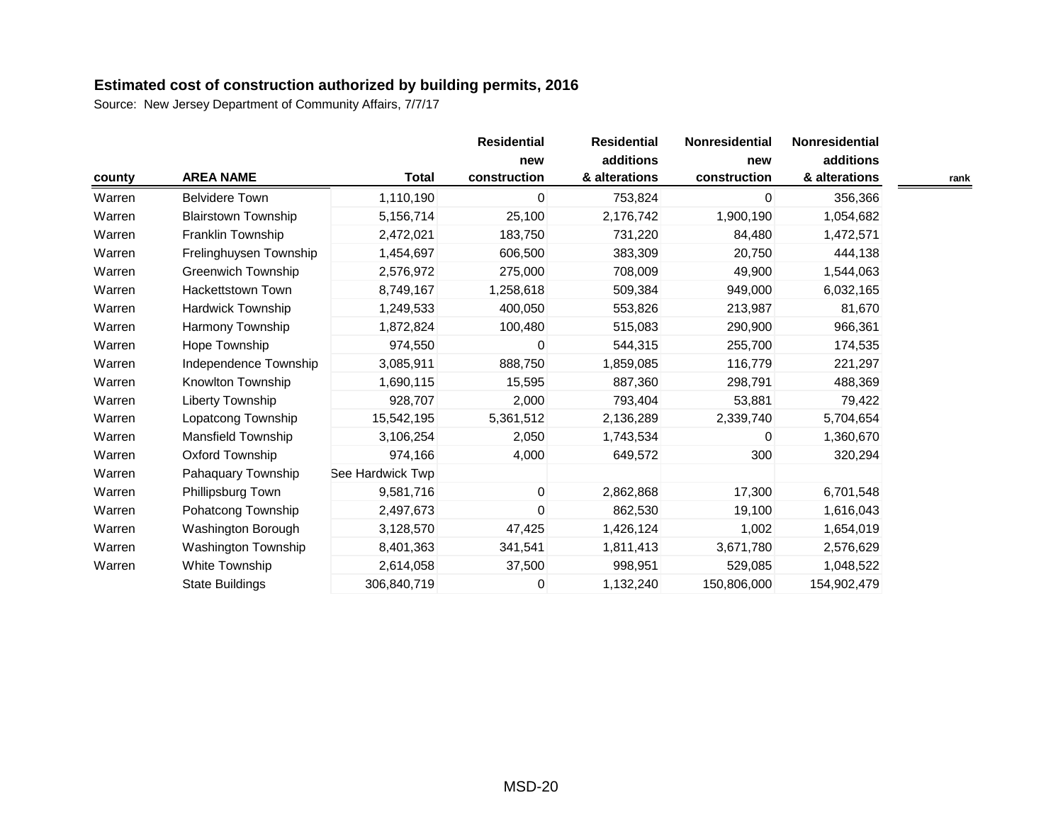## Estimated cost of construction authorized by building permits, 2016

Source: New Jersey Department of Community Affairs, 7/7/17

| county | AREA NAME | Total | Residential new construction | Residential additions & alterations | Nonresidential new construction | Nonresidential additions & alterations | rank |
|---|---|---|---|---|---|---|---|
| Warren | Belvidere Town | 1,110,190 | 0 | 753,824 | 0 | 356,366 | |
| Warren | Blairstown Township | 5,156,714 | 25,100 | 2,176,742 | 1,900,190 | 1,054,682 | |
| Warren | Franklin Township | 2,472,021 | 183,750 | 731,220 | 84,480 | 1,472,571 | |
| Warren | Frelinghuysen Township | 1,454,697 | 606,500 | 383,309 | 20,750 | 444,138 | |
| Warren | Greenwich Township | 2,576,972 | 275,000 | 708,009 | 49,900 | 1,544,063 | |
| Warren | Hackettstown Town | 8,749,167 | 1,258,618 | 509,384 | 949,000 | 6,032,165 | |
| Warren | Hardwick Township | 1,249,533 | 400,050 | 553,826 | 213,987 | 81,670 | |
| Warren | Harmony Township | 1,872,824 | 100,480 | 515,083 | 290,900 | 966,361 | |
| Warren | Hope Township | 974,550 | 0 | 544,315 | 255,700 | 174,535 | |
| Warren | Independence Township | 3,085,911 | 888,750 | 1,859,085 | 116,779 | 221,297 | |
| Warren | Knowlton Township | 1,690,115 | 15,595 | 887,360 | 298,791 | 488,369 | |
| Warren | Liberty Township | 928,707 | 2,000 | 793,404 | 53,881 | 79,422 | |
| Warren | Lopatcong Township | 15,542,195 | 5,361,512 | 2,136,289 | 2,339,740 | 5,704,654 | |
| Warren | Mansfield Township | 3,106,254 | 2,050 | 1,743,534 | 0 | 1,360,670 | |
| Warren | Oxford Township | 974,166 | 4,000 | 649,572 | 300 | 320,294 | |
| Warren | Pahaquary Township | See Hardwick Twp | | | | | |
| Warren | Phillipsburg Town | 9,581,716 | 0 | 2,862,868 | 17,300 | 6,701,548 | |
| Warren | Pohatcong Township | 2,497,673 | 0 | 862,530 | 19,100 | 1,616,043 | |
| Warren | Washington Borough | 3,128,570 | 47,425 | 1,426,124 | 1,002 | 1,654,019 | |
| Warren | Washington Township | 8,401,363 | 341,541 | 1,811,413 | 3,671,780 | 2,576,629 | |
| Warren | White Township | 2,614,058 | 37,500 | 998,951 | 529,085 | 1,048,522 | |
| | State Buildings | 306,840,719 | 0 | 1,132,240 | 150,806,000 | 154,902,479 | |

MSD-20